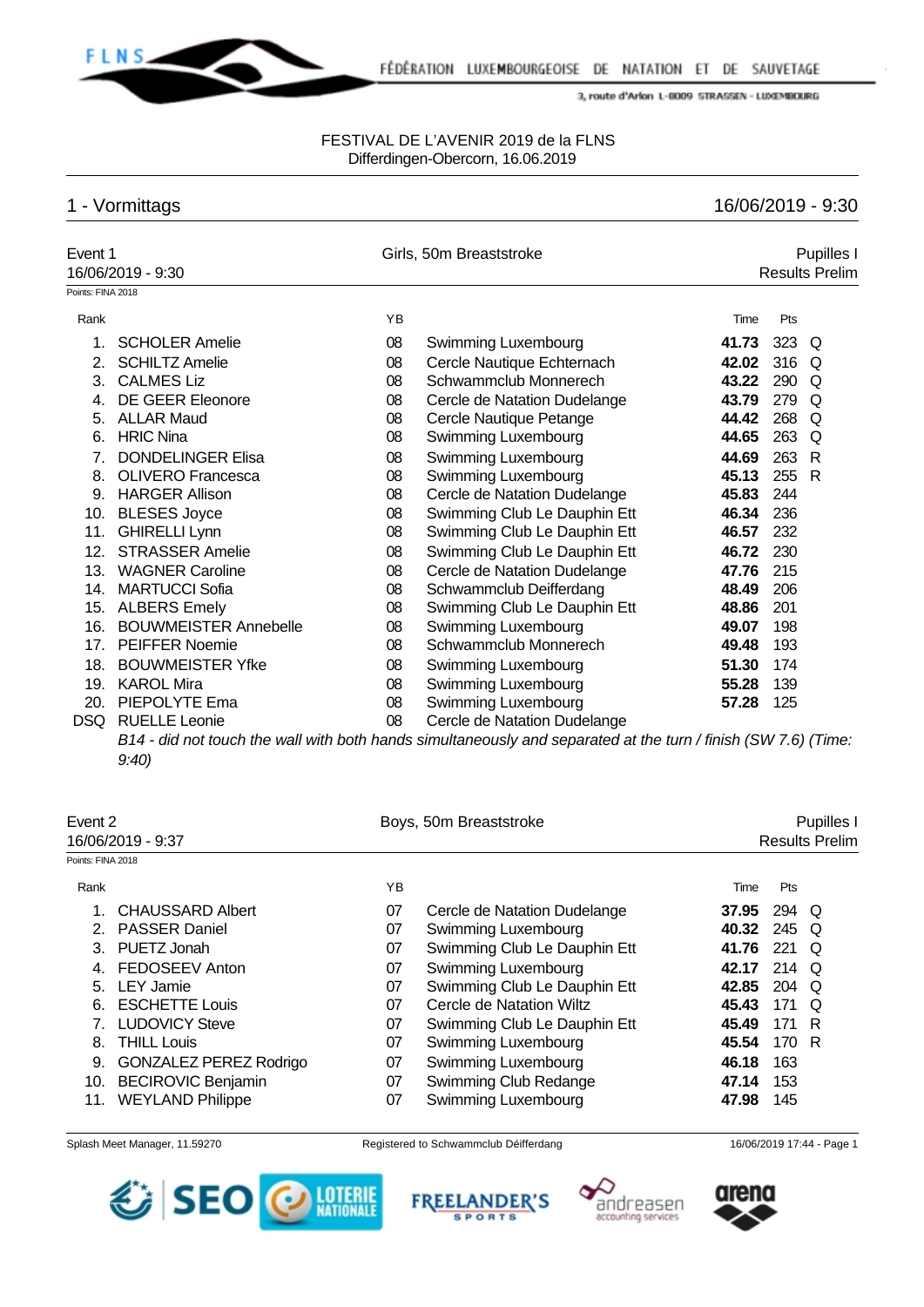FÉDÉRATION LUXEMBOURGEOISE DE NATATION ET DE SAUVETAGE

3, route d'Arlon L-8009 STRASSEN - LUXEMBOURG

FESTIVAL DE L'AVENIR 2019 de la FLNS
Differdingen-Obercorn, 16.06.2019

## 1 - Vormittags — 16/06/2019 - 9:30

### Event 1 — Girls, 50m Breaststroke — Pupilles I

16/06/2019 - 9:30 — Results Prelim

Points: FINA 2018

| Rank | Name | YB | Club | Time | Pts | |
|---|---|---|---|---|---|---|
| 1. | SCHOLER Amelie | 08 | Swimming Luxembourg | **41.73** | 323 | Q |
| 2. | SCHILTZ Amelie | 08 | Cercle Nautique Echternach | **42.02** | 316 | Q |
| 3. | CALMES Liz | 08 | Schwammclub Monnerech | **43.22** | 290 | Q |
| 4. | DE GEER Eleonore | 08 | Cercle de Natation Dudelange | **43.79** | 279 | Q |
| 5. | ALLAR Maud | 08 | Cercle Nautique Petange | **44.42** | 268 | Q |
| 6. | HRIC Nina | 08 | Swimming Luxembourg | **44.65** | 263 | Q |
| 7. | DONDELINGER Elisa | 08 | Swimming Luxembourg | **44.69** | 263 | R |
| 8. | OLIVERO Francesca | 08 | Swimming Luxembourg | **45.13** | 255 | R |
| 9. | HARGER Allison | 08 | Cercle de Natation Dudelange | **45.83** | 244 | |
| 10. | BLESES Joyce | 08 | Swimming Club Le Dauphin Ett | **46.34** | 236 | |
| 11. | GHIRELLI Lynn | 08 | Swimming Club Le Dauphin Ett | **46.57** | 232 | |
| 12. | STRASSER Amelie | 08 | Swimming Club Le Dauphin Ett | **46.72** | 230 | |
| 13. | WAGNER Caroline | 08 | Cercle de Natation Dudelange | **47.76** | 215 | |
| 14. | MARTUCCI Sofia | 08 | Schwammclub Deifferdang | **48.49** | 206 | |
| 15. | ALBERS Emely | 08 | Swimming Club Le Dauphin Ett | **48.86** | 201 | |
| 16. | BOUWMEISTER Annebelle | 08 | Swimming Luxembourg | **49.07** | 198 | |
| 17. | PEIFFER Noemie | 08 | Schwammclub Monnerech | **49.48** | 193 | |
| 18. | BOUWMEISTER Yfke | 08 | Swimming Luxembourg | **51.30** | 174 | |
| 19. | KAROL Mira | 08 | Swimming Luxembourg | **55.28** | 139 | |
| 20. | PIEPOLYTE Ema | 08 | Swimming Luxembourg | **57.28** | 125 | |
| DSQ | RUELLE Leonie | 08 | Cercle de Natation Dudelange | | | |

*B14 - did not touch the wall with both hands simultaneously and separated at the turn / finish (SW 7.6) (Time: 9:40)*

### Event 2 — Boys, 50m Breaststroke — Pupilles I

16/06/2019 - 9:37 — Results Prelim

Points: FINA 2018

| Rank | Name | YB | Club | Time | Pts | |
|---|---|---|---|---|---|---|
| 1. | CHAUSSARD Albert | 07 | Cercle de Natation Dudelange | **37.95** | 294 | Q |
| 2. | PASSER Daniel | 07 | Swimming Luxembourg | **40.32** | 245 | Q |
| 3. | PUETZ Jonah | 07 | Swimming Club Le Dauphin Ett | **41.76** | 221 | Q |
| 4. | FEDOSEEV Anton | 07 | Swimming Luxembourg | **42.17** | 214 | Q |
| 5. | LEY Jamie | 07 | Swimming Club Le Dauphin Ett | **42.85** | 204 | Q |
| 6. | ESCHETTE Louis | 07 | Cercle de Natation Wiltz | **45.43** | 171 | Q |
| 7. | LUDOVICY Steve | 07 | Swimming Club Le Dauphin Ett | **45.49** | 171 | R |
| 8. | THILL Louis | 07 | Swimming Luxembourg | **45.54** | 170 | R |
| 9. | GONZALEZ PEREZ Rodrigo | 07 | Swimming Luxembourg | **46.18** | 163 | |
| 10. | BECIROVIC Benjamin | 07 | Swimming Club Redange | **47.14** | 153 | |
| 11. | WEYLAND Philippe | 07 | Swimming Luxembourg | **47.98** | 145 | |

Splash Meet Manager, 11.59270 — Registered to Schwammclub Déifferdang — 16/06/2019 17:44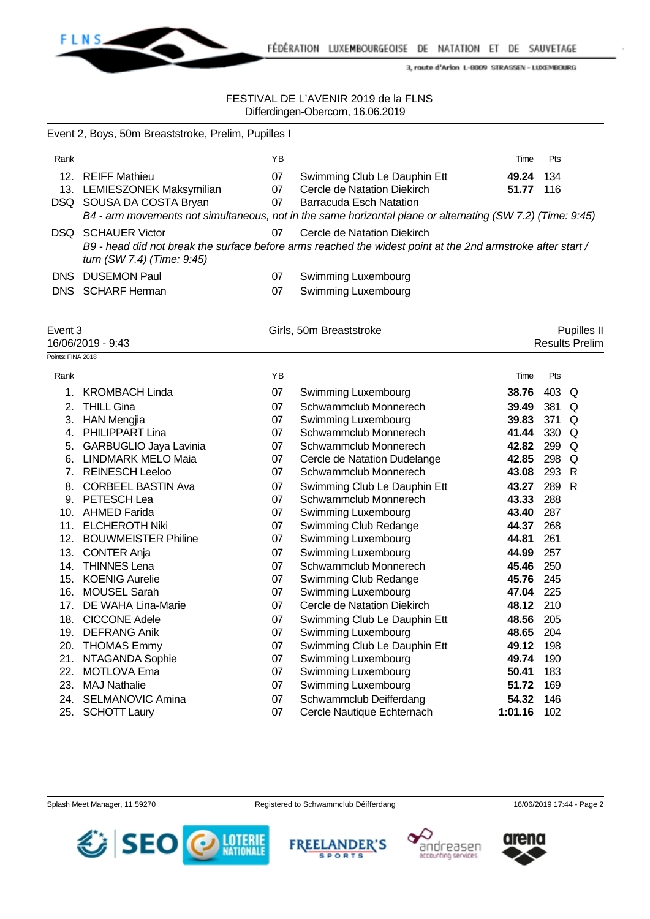FESTIVAL DE L'AVENIR 2019 de la FLNS
Differdingen-Obercorn, 16.06.2019

## Event 2, Boys, 50m Breaststroke, Prelim, Pupilles I

| Rank | | YB | | Time | Pts |
|---|---|---|---|---|---|
| 12. | REIFF Mathieu | 07 | Swimming Club Le Dauphin Ett | **49.24** | 134 |
| 13. | LEMIESZONEK Maksymilian | 07 | Cercle de Natation Diekirch | **51.77** | 116 |
| DSQ | SOUSA DA COSTA Bryan | 07 | Barracuda Esch Natation | | |
| | *B4 - arm movements not simultaneous, not in the same horizontal plane or alternating (SW 7.2) (Time: 9:45)* | | | | |
| DSQ | SCHAUER Victor | 07 | Cercle de Natation Diekirch | | |
| | *B9 - head did not break the surface before arms reached the widest point at the 2nd armstroke after start / turn (SW 7.4) (Time: 9:45)* | | | | |
| DNS | DUSEMON Paul | 07 | Swimming Luxembourg | | |
| DNS | SCHARF Herman | 07 | Swimming Luxembourg | | |

## Event 3 — Girls, 50m Breaststroke — Pupilles II

16/06/2019 - 9:43 — Results Prelim

Points: FINA 2018

| Rank | | YB | | Time | Pts | |
|---|---|---|---|---|---|---|
| 1. | KROMBACH Linda | 07 | Swimming Luxembourg | **38.76** | 403 | Q |
| 2. | THILL Gina | 07 | Schwammclub Monnerech | **39.49** | 381 | Q |
| 3. | HAN Mengjia | 07 | Swimming Luxembourg | **39.83** | 371 | Q |
| 4. | PHILIPPART Lina | 07 | Schwammclub Monnerech | **41.44** | 330 | Q |
| 5. | GARBUGLIO Jaya Lavinia | 07 | Schwammclub Monnerech | **42.82** | 299 | Q |
| 6. | LINDMARK MELO Maia | 07 | Cercle de Natation Dudelange | **42.85** | 298 | Q |
| 7. | REINESCH Leeloo | 07 | Schwammclub Monnerech | **43.08** | 293 | R |
| 8. | CORBEEL BASTIN Ava | 07 | Swimming Club Le Dauphin Ett | **43.27** | 289 | R |
| 9. | PETESCH Lea | 07 | Schwammclub Monnerech | **43.33** | 288 | |
| 10. | AHMED Farida | 07 | Swimming Luxembourg | **43.40** | 287 | |
| 11. | ELCHEROTH Niki | 07 | Swimming Club Redange | **44.37** | 268 | |
| 12. | BOUWMEISTER Philine | 07 | Swimming Luxembourg | **44.81** | 261 | |
| 13. | CONTER Anja | 07 | Swimming Luxembourg | **44.99** | 257 | |
| 14. | THINNES Lena | 07 | Schwammclub Monnerech | **45.46** | 250 | |
| 15. | KOENIG Aurelie | 07 | Swimming Club Redange | **45.76** | 245 | |
| 16. | MOUSEL Sarah | 07 | Swimming Luxembourg | **47.04** | 225 | |
| 17. | DE WAHA Lina-Marie | 07 | Cercle de Natation Diekirch | **48.12** | 210 | |
| 18. | CICCONE Adele | 07 | Swimming Club Le Dauphin Ett | **48.56** | 205 | |
| 19. | DEFRANG Anik | 07 | Swimming Luxembourg | **48.65** | 204 | |
| 20. | THOMAS Emmy | 07 | Swimming Club Le Dauphin Ett | **49.12** | 198 | |
| 21. | NTAGANDA Sophie | 07 | Swimming Luxembourg | **49.74** | 190 | |
| 22. | MOTLOVA Ema | 07 | Swimming Luxembourg | **50.41** | 183 | |
| 23. | MAJ Nathalie | 07 | Swimming Luxembourg | **51.72** | 169 | |
| 24. | SELMANOVIC Amina | 07 | Schwammclub Deifferdang | **54.32** | 146 | |
| 25. | SCHOTT Laury | 07 | Cercle Nautique Echternach | **1:01.16** | 102 | |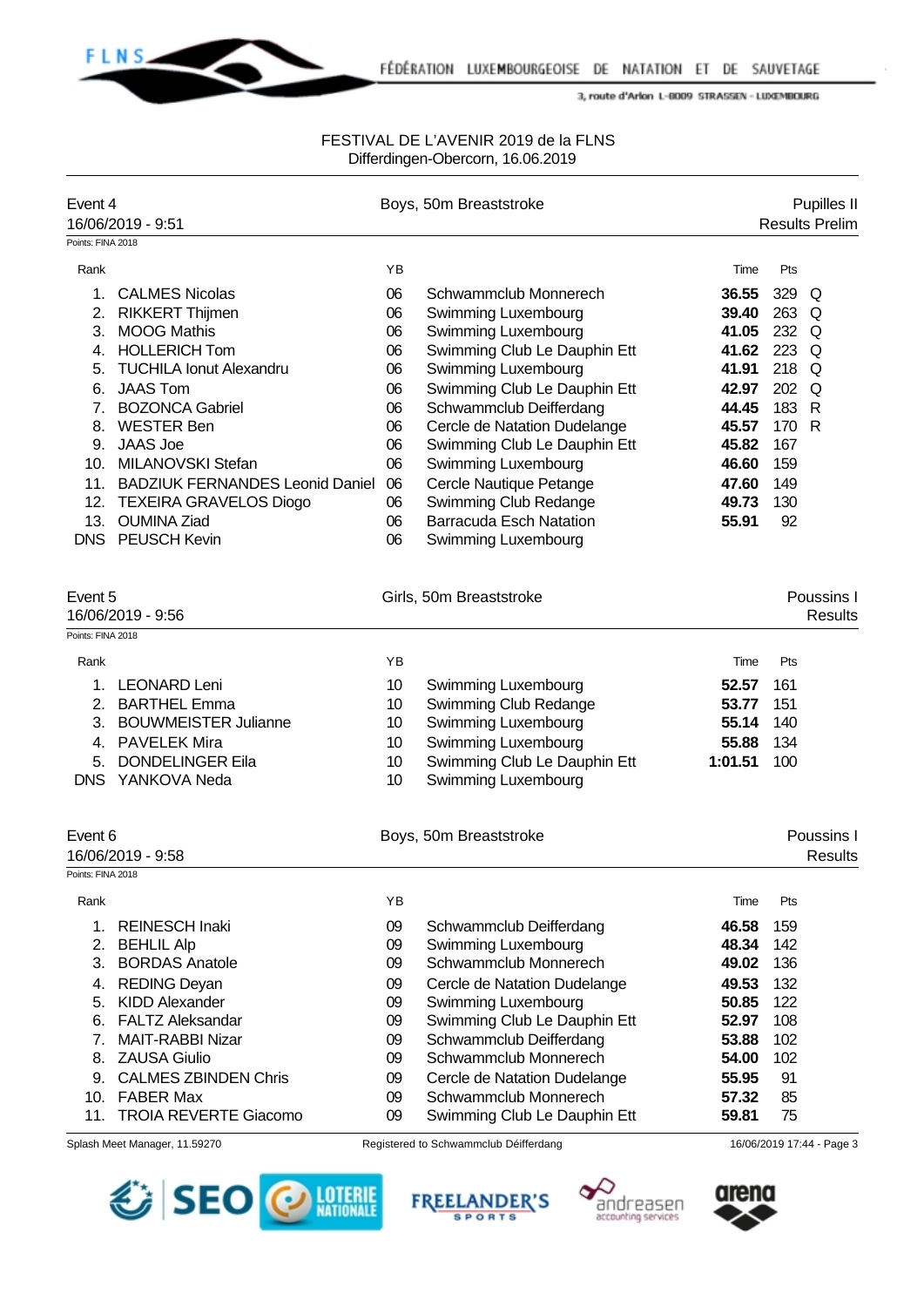FESTIVAL DE L'AVENIR 2019 de la FLNS
Differdingen-Obercorn, 16.06.2019

## Event 4 — Boys, 50m Breaststroke — Pupilles II

16/06/2019 - 9:51 — Results Prelim

Points: FINA 2018

| Rank | | YB | | Time | Pts | |
|---|---|---|---|---|---|---|
| 1. | CALMES Nicolas | 06 | Schwammclub Monnerech | **36.55** | 329 | Q |
| 2. | RIKKERT Thijmen | 06 | Swimming Luxembourg | **39.40** | 263 | Q |
| 3. | MOOG Mathis | 06 | Swimming Luxembourg | **41.05** | 232 | Q |
| 4. | HOLLERICH Tom | 06 | Swimming Club Le Dauphin Ett | **41.62** | 223 | Q |
| 5. | TUCHILA Ionut Alexandru | 06 | Swimming Luxembourg | **41.91** | 218 | Q |
| 6. | JAAS Tom | 06 | Swimming Club Le Dauphin Ett | **42.97** | 202 | Q |
| 7. | BOZONCA Gabriel | 06 | Schwammclub Deifferdang | **44.45** | 183 | R |
| 8. | WESTER Ben | 06 | Cercle de Natation Dudelange | **45.57** | 170 | R |
| 9. | JAAS Joe | 06 | Swimming Club Le Dauphin Ett | **45.82** | 167 | |
| 10. | MILANOVSKI Stefan | 06 | Swimming Luxembourg | **46.60** | 159 | |
| 11. | BADZIUK FERNANDES Leonid Daniel | 06 | Cercle Nautique Petange | **47.60** | 149 | |
| 12. | TEXEIRA GRAVELOS Diogo | 06 | Swimming Club Redange | **49.73** | 130 | |
| 13. | OUMINA Ziad | 06 | Barracuda Esch Natation | **55.91** | 92 | |
| DNS | PEUSCH Kevin | 06 | Swimming Luxembourg | | | |

## Event 5 — Girls, 50m Breaststroke — Poussins I

16/06/2019 - 9:56 — Results

Points: FINA 2018

| Rank | | YB | | Time | Pts |
|---|---|---|---|---|---|
| 1. | LEONARD Leni | 10 | Swimming Luxembourg | **52.57** | 161 |
| 2. | BARTHEL Emma | 10 | Swimming Club Redange | **53.77** | 151 |
| 3. | BOUWMEISTER Julianne | 10 | Swimming Luxembourg | **55.14** | 140 |
| 4. | PAVELEK Mira | 10 | Swimming Luxembourg | **55.88** | 134 |
| 5. | DONDELINGER Eila | 10 | Swimming Club Le Dauphin Ett | **1:01.51** | 100 |
| DNS | YANKOVA Neda | 10 | Swimming Luxembourg | | |

## Event 6 — Boys, 50m Breaststroke — Poussins I

16/06/2019 - 9:58 — Results

Points: FINA 2018

| Rank | | YB | | Time | Pts |
|---|---|---|---|---|---|
| 1. | REINESCH Inaki | 09 | Schwammclub Deifferdang | **46.58** | 159 |
| 2. | BEHLIL Alp | 09 | Swimming Luxembourg | **48.34** | 142 |
| 3. | BORDAS Anatole | 09 | Schwammclub Monnerech | **49.02** | 136 |
| 4. | REDING Deyan | 09 | Cercle de Natation Dudelange | **49.53** | 132 |
| 5. | KIDD Alexander | 09 | Swimming Luxembourg | **50.85** | 122 |
| 6. | FALTZ Aleksandar | 09 | Swimming Club Le Dauphin Ett | **52.97** | 108 |
| 7. | MAIT-RABBI Nizar | 09 | Schwammclub Deifferdang | **53.88** | 102 |
| 8. | ZAUSA Giulio | 09 | Schwammclub Monnerech | **54.00** | 102 |
| 9. | CALMES ZBINDEN Chris | 09 | Cercle de Natation Dudelange | **55.95** | 91 |
| 10. | FABER Max | 09 | Schwammclub Monnerech | **57.32** | 85 |
| 11. | TROIA REVERTE Giacomo | 09 | Swimming Club Le Dauphin Ett | **59.81** | 75 |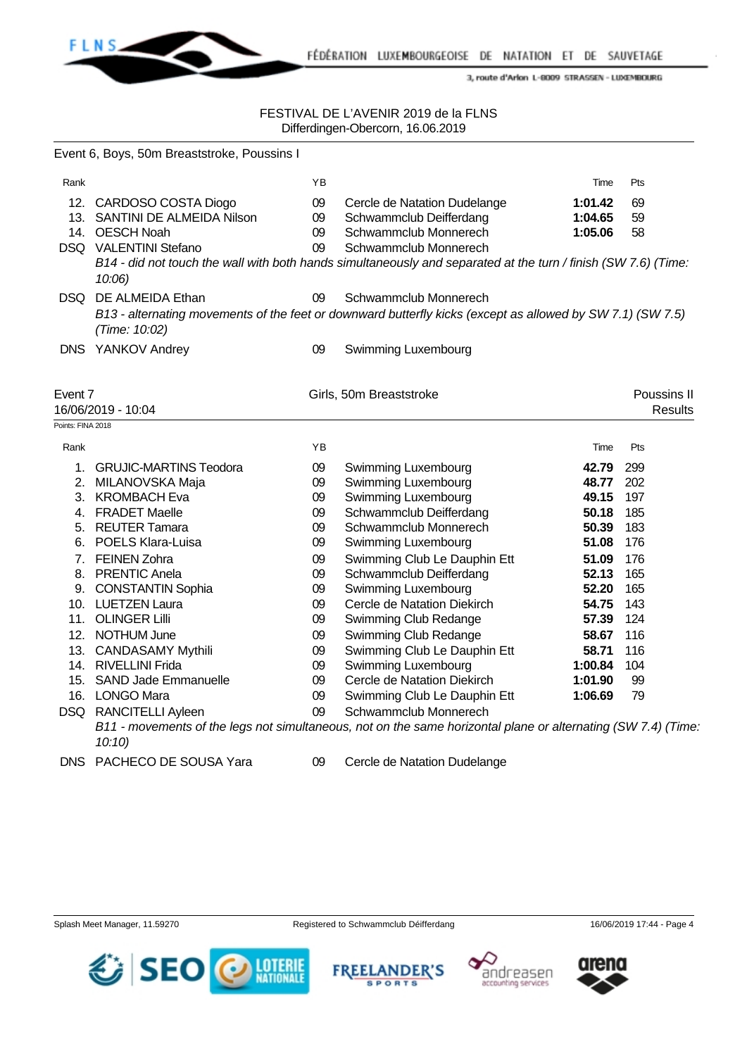FESTIVAL DE L'AVENIR 2019 de la FLNS
Differdingen-Obercorn, 16.06.2019

## Event 6, Boys, 50m Breaststroke, Poussins I

| Rank | | YB | | Time | Pts |
|---|---|---|---|---|---|
| 12. | CARDOSO COSTA Diogo | 09 | Cercle de Natation Dudelange | **1:01.42** | 69 |
| 13. | SANTINI DE ALMEIDA Nilson | 09 | Schwammclub Deifferdang | **1:04.65** | 59 |
| 14. | OESCH Noah | 09 | Schwammclub Monnerech | **1:05.06** | 58 |
| DSQ | VALENTINI Stefano | 09 | Schwammclub Monnerech | | |
| | *B14 - did not touch the wall with both hands simultaneously and separated at the turn / finish (SW 7.6) (Time: 10:06)* | | | | |
| DSQ | DE ALMEIDA Ethan | 09 | Schwammclub Monnerech | | |
| | *B13 - alternating movements of the feet or downward butterfly kicks (except as allowed by SW 7.1) (SW 7.5) (Time: 10:02)* | | | | |
| DNS | YANKOV Andrey | 09 | Swimming Luxembourg | | |

## Event 7 — Girls, 50m Breaststroke — Poussins II

16/06/2019 - 10:04 — Results

Points: FINA 2018

| Rank | | YB | | Time | Pts |
|---|---|---|---|---|---|
| 1. | GRUJIC-MARTINS Teodora | 09 | Swimming Luxembourg | **42.79** | 299 |
| 2. | MILANOVSKA Maja | 09 | Swimming Luxembourg | **48.77** | 202 |
| 3. | KROMBACH Eva | 09 | Swimming Luxembourg | **49.15** | 197 |
| 4. | FRADET Maelle | 09 | Schwammclub Deifferdang | **50.18** | 185 |
| 5. | REUTER Tamara | 09 | Schwammclub Monnerech | **50.39** | 183 |
| 6. | POELS Klara-Luisa | 09 | Swimming Luxembourg | **51.08** | 176 |
| 7. | FEINEN Zohra | 09 | Swimming Club Le Dauphin Ett | **51.09** | 176 |
| 8. | PRENTIC Anela | 09 | Schwammclub Deifferdang | **52.13** | 165 |
| 9. | CONSTANTIN Sophia | 09 | Swimming Luxembourg | **52.20** | 165 |
| 10. | LUETZEN Laura | 09 | Cercle de Natation Diekirch | **54.75** | 143 |
| 11. | OLINGER Lilli | 09 | Swimming Club Redange | **57.39** | 124 |
| 12. | NOTHUM June | 09 | Swimming Club Redange | **58.67** | 116 |
| 13. | CANDASAMY Mythili | 09 | Swimming Club Le Dauphin Ett | **58.71** | 116 |
| 14. | RIVELLINI Frida | 09 | Swimming Luxembourg | **1:00.84** | 104 |
| 15. | SAND Jade Emmanuelle | 09 | Cercle de Natation Diekirch | **1:01.90** | 99 |
| 16. | LONGO Mara | 09 | Swimming Club Le Dauphin Ett | **1:06.69** | 79 |
| DSQ | RANCITELLI Ayleen | 09 | Schwammclub Monnerech | | |
| | *B11 - movements of the legs not simultaneous, not on the same horizontal plane or alternating (SW 7.4) (Time: 10:10)* | | | | |
| DNS | PACHECO DE SOUSA Yara | 09 | Cercle de Natation Dudelange | | |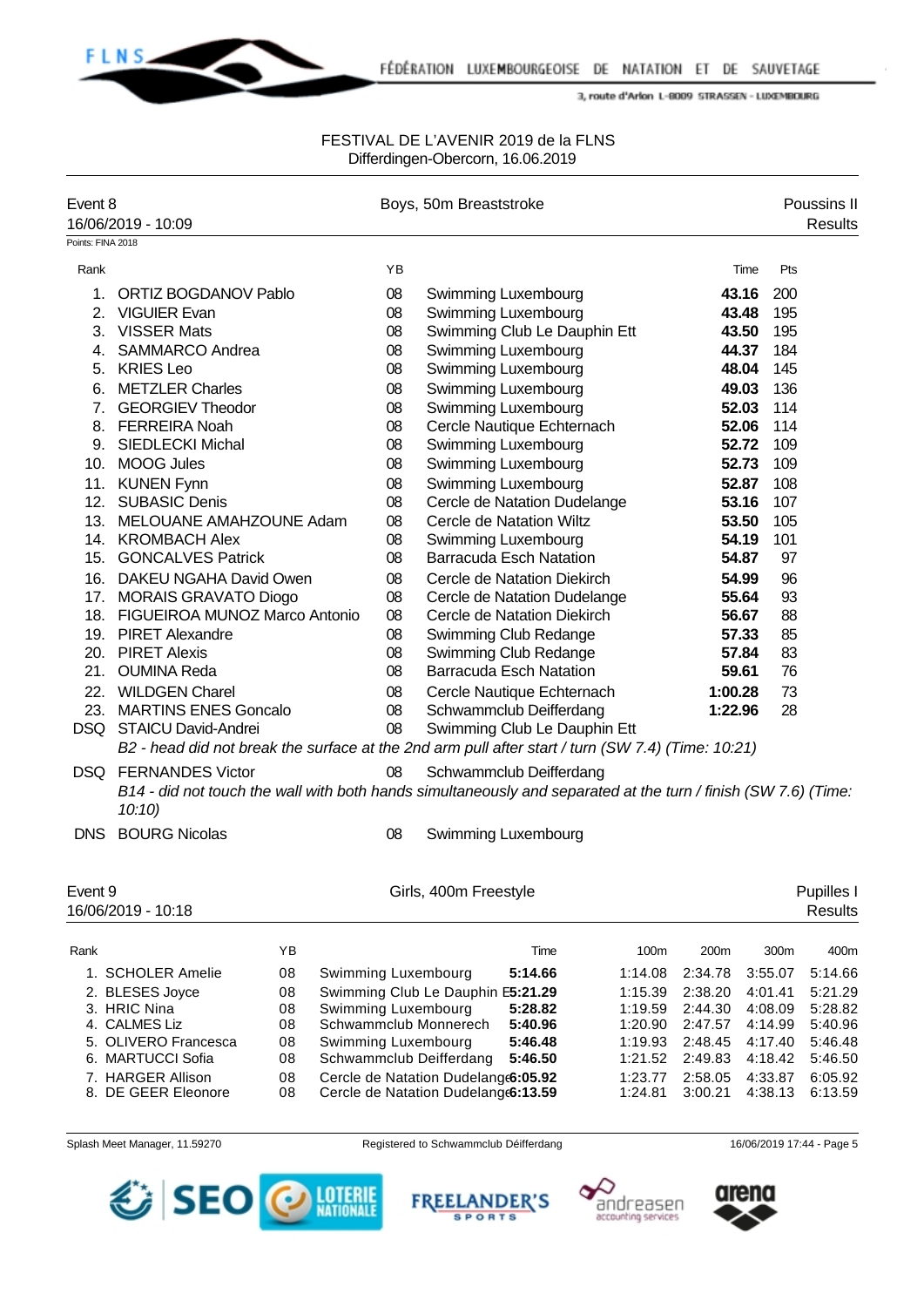FESTIVAL DE L'AVENIR 2019 de la FLNS
Differdingen-Obercorn, 16.06.2019

## Event 8 — Boys, 50m Breaststroke — Poussins II

16/06/2019 - 10:09 — Results

Points: FINA 2018

| Rank | | YB | | Time | Pts |
|---|---|---|---|---|---|
| 1. | ORTIZ BOGDANOV Pablo | 08 | Swimming Luxembourg | **43.16** | 200 |
| 2. | VIGUIER Evan | 08 | Swimming Luxembourg | **43.48** | 195 |
| 3. | VISSER Mats | 08 | Swimming Club Le Dauphin Ett | **43.50** | 195 |
| 4. | SAMMARCO Andrea | 08 | Swimming Luxembourg | **44.37** | 184 |
| 5. | KRIES Leo | 08 | Swimming Luxembourg | **48.04** | 145 |
| 6. | METZLER Charles | 08 | Swimming Luxembourg | **49.03** | 136 |
| 7. | GEORGIEV Theodor | 08 | Swimming Luxembourg | **52.03** | 114 |
| 8. | FERREIRA Noah | 08 | Cercle Nautique Echternach | **52.06** | 114 |
| 9. | SIEDLECKI Michal | 08 | Swimming Luxembourg | **52.72** | 109 |
| 10. | MOOG Jules | 08 | Swimming Luxembourg | **52.73** | 109 |
| 11. | KUNEN Fynn | 08 | Swimming Luxembourg | **52.87** | 108 |
| 12. | SUBASIC Denis | 08 | Cercle de Natation Dudelange | **53.16** | 107 |
| 13. | MELOUANE AMAHZOUNE Adam | 08 | Cercle de Natation Wiltz | **53.50** | 105 |
| 14. | KROMBACH Alex | 08 | Swimming Luxembourg | **54.19** | 101 |
| 15. | GONCALVES Patrick | 08 | Barracuda Esch Natation | **54.87** | 97 |
| 16. | DAKEU NGAHA David Owen | 08 | Cercle de Natation Diekirch | **54.99** | 96 |
| 17. | MORAIS GRAVATO Diogo | 08 | Cercle de Natation Dudelange | **55.64** | 93 |
| 18. | FIGUEIROA MUNOZ Marco Antonio | 08 | Cercle de Natation Diekirch | **56.67** | 88 |
| 19. | PIRET Alexandre | 08 | Swimming Club Redange | **57.33** | 85 |
| 20. | PIRET Alexis | 08 | Swimming Club Redange | **57.84** | 83 |
| 21. | OUMINA Reda | 08 | Barracuda Esch Natation | **59.61** | 76 |
| 22. | WILDGEN Charel | 08 | Cercle Nautique Echternach | **1:00.28** | 73 |
| 23. | MARTINS ENES Goncalo | 08 | Schwammclub Deifferdang | **1:22.96** | 28 |
| DSQ | STAICU David-Andrei | 08 | Swimming Club Le Dauphin Ett | | |
| | *B2 - head did not break the surface at the 2nd arm pull after start / turn (SW 7.4) (Time: 10:21)* | | | | |
| DSQ | FERNANDES Victor | 08 | Schwammclub Deifferdang | | |
| | *B14 - did not touch the wall with both hands simultaneously and separated at the turn / finish (SW 7.6) (Time: 10:10)* | | | | |
| DNS | BOURG Nicolas | 08 | Swimming Luxembourg | | |

## Event 9 — Girls, 400m Freestyle — Pupilles I

16/06/2019 - 10:18 — Results

| Rank | | YB | | Time | 100m | 200m | 300m | 400m |
|---|---|---|---|---|---|---|---|---|
| 1. | SCHOLER Amelie | 08 | Swimming Luxembourg | **5:14.66** | 1:14.08 | 2:34.78 | 3:55.07 | 5:14.66 |
| 2. | BLESES Joyce | 08 | Swimming Club Le Dauphin E | **5:21.29** | 1:15.39 | 2:38.20 | 4:01.41 | 5:21.29 |
| 3. | HRIC Nina | 08 | Swimming Luxembourg | **5:28.82** | 1:19.59 | 2:44.30 | 4:08.09 | 5:28.82 |
| 4. | CALMES Liz | 08 | Schwammclub Monnerech | **5:40.96** | 1:20.90 | 2:47.57 | 4:14.99 | 5:40.96 |
| 5. | OLIVERO Francesca | 08 | Swimming Luxembourg | **5:46.48** | 1:19.93 | 2:48.45 | 4:17.40 | 5:46.48 |
| 6. | MARTUCCI Sofia | 08 | Schwammclub Deifferdang | **5:46.50** | 1:21.52 | 2:49.83 | 4:18.42 | 5:46.50 |
| 7. | HARGER Allison | 08 | Cercle de Natation Dudelange | **6:05.92** | 1:23.77 | 2:58.05 | 4:33.87 | 6:05.92 |
| 8. | DE GEER Eleonore | 08 | Cercle de Natation Dudelange | **6:13.59** | 1:24.81 | 3:00.21 | 4:38.13 | 6:13.59 |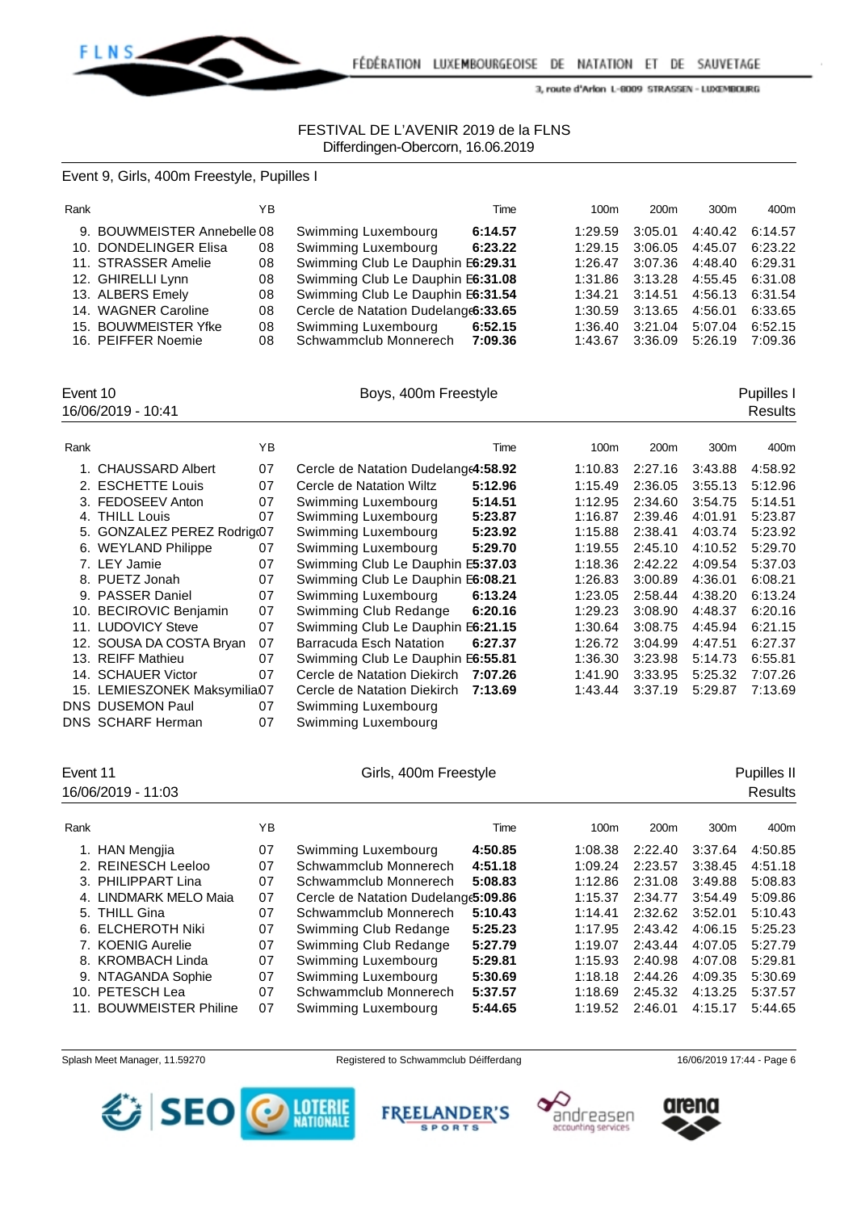FESTIVAL DE L'AVENIR 2019 de la FLNS
Differdingen-Obercorn, 16.06.2019

## Event 9, Girls, 400m Freestyle, Pupilles I

| Rank | | YB | | Time | 100m | 200m | 300m | 400m |
|---|---|---|---|---|---|---|---|---|
| 9. | BOUWMEISTER Annebelle | 08 | Swimming Luxembourg | **6:14.57** | 1:29.59 | 3:05.01 | 4:40.42 | 6:14.57 |
| 10. | DONDELINGER Elisa | 08 | Swimming Luxembourg | **6:23.22** | 1:29.15 | 3:06.05 | 4:45.07 | 6:23.22 |
| 11. | STRASSER Amelie | 08 | Swimming Club Le Dauphin E | **6:29.31** | 1:26.47 | 3:07.36 | 4:48.40 | 6:29.31 |
| 12. | GHIRELLI Lynn | 08 | Swimming Club Le Dauphin E | **6:31.08** | 1:31.86 | 3:13.28 | 4:55.45 | 6:31.08 |
| 13. | ALBERS Emely | 08 | Swimming Club Le Dauphin E | **6:31.54** | 1:34.21 | 3:14.51 | 4:56.13 | 6:31.54 |
| 14. | WAGNER Caroline | 08 | Cercle de Natation Dudelange | **6:33.65** | 1:30.59 | 3:13.65 | 4:56.01 | 6:33.65 |
| 15. | BOUWMEISTER Yfke | 08 | Swimming Luxembourg | **6:52.15** | 1:36.40 | 3:21.04 | 5:07.04 | 6:52.15 |
| 16. | PEIFFER Noemie | 08 | Schwammclub Monnerech | **7:09.36** | 1:43.67 | 3:36.09 | 5:26.19 | 7:09.36 |

## Event 10 — Boys, 400m Freestyle — Pupilles I

16/06/2019 - 10:41 — Results

| Rank | | YB | | Time | 100m | 200m | 300m | 400m |
|---|---|---|---|---|---|---|---|---|
| 1. | CHAUSSARD Albert | 07 | Cercle de Natation Dudelange | **4:58.92** | 1:10.83 | 2:27.16 | 3:43.88 | 4:58.92 |
| 2. | ESCHETTE Louis | 07 | Cercle de Natation Wiltz | **5:12.96** | 1:15.49 | 2:36.05 | 3:55.13 | 5:12.96 |
| 3. | FEDOSEEV Anton | 07 | Swimming Luxembourg | **5:14.51** | 1:12.95 | 2:34.60 | 3:54.75 | 5:14.51 |
| 4. | THILL Louis | 07 | Swimming Luxembourg | **5:23.87** | 1:16.87 | 2:39.46 | 4:01.91 | 5:23.87 |
| 5. | GONZALEZ PEREZ Rodrig | 07 | Swimming Luxembourg | **5:23.92** | 1:15.88 | 2:38.41 | 4:03.74 | 5:23.92 |
| 6. | WEYLAND Philippe | 07 | Swimming Luxembourg | **5:29.70** | 1:19.55 | 2:45.10 | 4:10.52 | 5:29.70 |
| 7. | LEY Jamie | 07 | Swimming Club Le Dauphin E | **5:37.03** | 1:18.36 | 2:42.22 | 4:09.54 | 5:37.03 |
| 8. | PUETZ Jonah | 07 | Swimming Club Le Dauphin E | **6:08.21** | 1:26.83 | 3:00.89 | 4:36.01 | 6:08.21 |
| 9. | PASSER Daniel | 07 | Swimming Luxembourg | **6:13.24** | 1:23.05 | 2:58.44 | 4:38.20 | 6:13.24 |
| 10. | BECIROVIC Benjamin | 07 | Swimming Club Redange | **6:20.16** | 1:29.23 | 3:08.90 | 4:48.37 | 6:20.16 |
| 11. | LUDOVICY Steve | 07 | Swimming Club Le Dauphin E | **6:21.15** | 1:30.64 | 3:08.75 | 4:45.94 | 6:21.15 |
| 12. | SOUSA DA COSTA Bryan | 07 | Barracuda Esch Natation | **6:27.37** | 1:26.72 | 3:04.99 | 4:47.51 | 6:27.37 |
| 13. | REIFF Mathieu | 07 | Swimming Club Le Dauphin E | **6:55.81** | 1:36.30 | 3:23.98 | 5:14.73 | 6:55.81 |
| 14. | SCHAUER Victor | 07 | Cercle de Natation Diekirch | **7:07.26** | 1:41.90 | 3:33.95 | 5:25.32 | 7:07.26 |
| 15. | LEMIESZONEK Maksymilia | 07 | Cercle de Natation Diekirch | **7:13.69** | 1:43.44 | 3:37.19 | 5:29.87 | 7:13.69 |
| DNS | DUSEMON Paul | 07 | Swimming Luxembourg | | | | | |
| DNS | SCHARF Herman | 07 | Swimming Luxembourg | | | | | |

## Event 11 — Girls, 400m Freestyle — Pupilles II

16/06/2019 - 11:03 — Results

| Rank | | YB | | Time | 100m | 200m | 300m | 400m |
|---|---|---|---|---|---|---|---|---|
| 1. | HAN Mengjia | 07 | Swimming Luxembourg | **4:50.85** | 1:08.38 | 2:22.40 | 3:37.64 | 4:50.85 |
| 2. | REINESCH Leeloo | 07 | Schwammclub Monnerech | **4:51.18** | 1:09.24 | 2:23.57 | 3:38.45 | 4:51.18 |
| 3. | PHILIPPART Lina | 07 | Schwammclub Monnerech | **5:08.83** | 1:12.86 | 2:31.08 | 3:49.88 | 5:08.83 |
| 4. | LINDMARK MELO Maia | 07 | Cercle de Natation Dudelange | **5:09.86** | 1:15.37 | 2:34.77 | 3:54.49 | 5:09.86 |
| 5. | THILL Gina | 07 | Schwammclub Monnerech | **5:10.43** | 1:14.41 | 2:32.62 | 3:52.01 | 5:10.43 |
| 6. | ELCHEROTH Niki | 07 | Swimming Club Redange | **5:25.23** | 1:17.95 | 2:43.42 | 4:06.15 | 5:25.23 |
| 7. | KOENIG Aurelie | 07 | Swimming Club Redange | **5:27.79** | 1:19.07 | 2:43.44 | 4:07.05 | 5:27.79 |
| 8. | KROMBACH Linda | 07 | Swimming Luxembourg | **5:29.81** | 1:15.93 | 2:40.98 | 4:07.08 | 5:29.81 |
| 9. | NTAGANDA Sophie | 07 | Swimming Luxembourg | **5:30.69** | 1:18.18 | 2:44.26 | 4:09.35 | 5:30.69 |
| 10. | PETESCH Lea | 07 | Schwammclub Monnerech | **5:37.57** | 1:18.69 | 2:45.32 | 4:13.25 | 5:37.57 |
| 11. | BOUWMEISTER Philine | 07 | Swimming Luxembourg | **5:44.65** | 1:19.52 | 2:46.01 | 4:15.17 | 5:44.65 |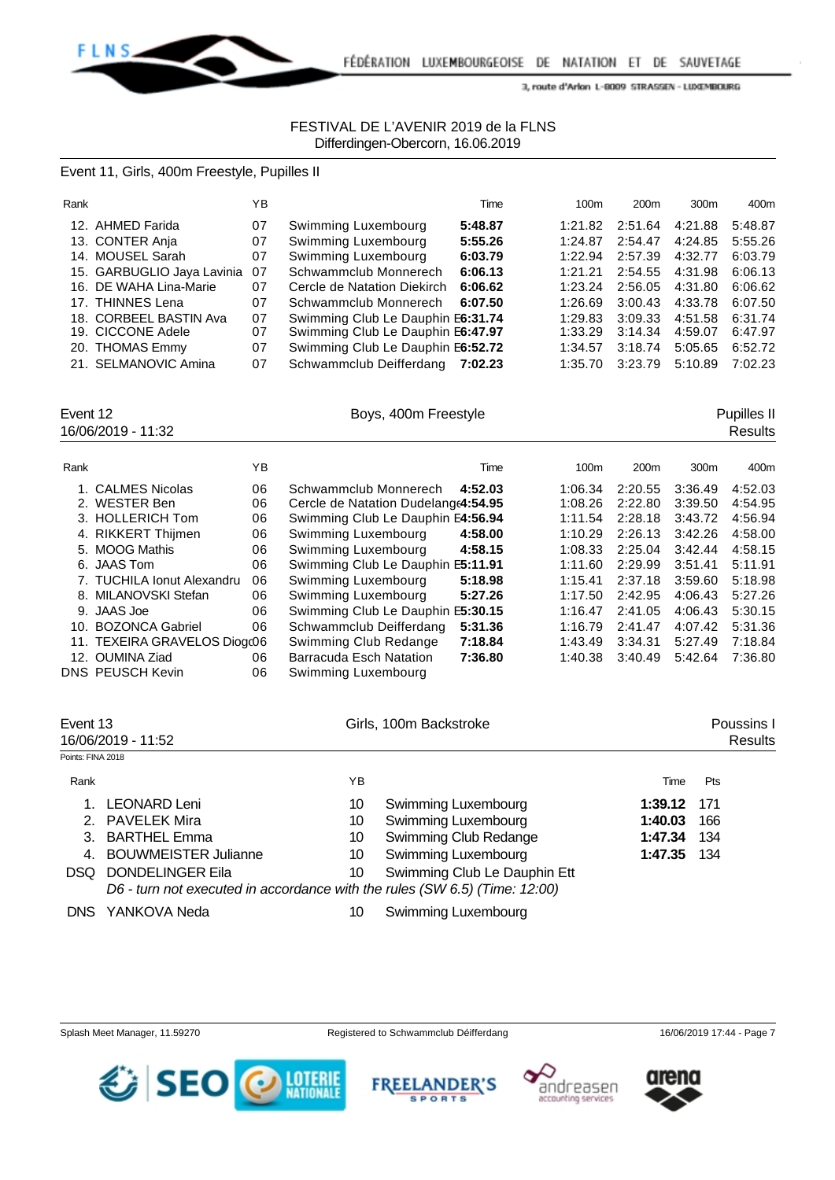FESTIVAL DE L'AVENIR 2019 de la FLNS
Differdingen-Obercorn, 16.06.2019

## Event 11, Girls, 400m Freestyle, Pupilles II

| Rank | | YB | | Time | 100m | 200m | 300m | 400m |
|---|---|---|---|---|---|---|---|---|
| 12. | AHMED Farida | 07 | Swimming Luxembourg | **5:48.87** | 1:21.82 | 2:51.64 | 4:21.88 | 5:48.87 |
| 13. | CONTER Anja | 07 | Swimming Luxembourg | **5:55.26** | 1:24.87 | 2:54.47 | 4:24.85 | 5:55.26 |
| 14. | MOUSEL Sarah | 07 | Swimming Luxembourg | **6:03.79** | 1:22.94 | 2:57.39 | 4:32.77 | 6:03.79 |
| 15. | GARBUGLIO Jaya Lavinia | 07 | Schwammclub Monnerech | **6:06.13** | 1:21.21 | 2:54.55 | 4:31.98 | 6:06.13 |
| 16. | DE WAHA Lina-Marie | 07 | Cercle de Natation Diekirch | **6:06.62** | 1:23.24 | 2:56.05 | 4:31.80 | 6:06.62 |
| 17. | THINNES Lena | 07 | Schwammclub Monnerech | **6:07.50** | 1:26.69 | 3:00.43 | 4:33.78 | 6:07.50 |
| 18. | CORBEEL BASTIN Ava | 07 | Swimming Club Le Dauphin E | **6:31.74** | 1:29.83 | 3:09.33 | 4:51.58 | 6:31.74 |
| 19. | CICCONE Adele | 07 | Swimming Club Le Dauphin E | **6:47.97** | 1:33.29 | 3:14.34 | 4:59.07 | 6:47.97 |
| 20. | THOMAS Emmy | 07 | Swimming Club Le Dauphin E | **6:52.72** | 1:34.57 | 3:18.74 | 5:05.65 | 6:52.72 |
| 21. | SELMANOVIC Amina | 07 | Schwammclub Deifferdang | **7:02.23** | 1:35.70 | 3:23.79 | 5:10.89 | 7:02.23 |

## Event 12 — Boys, 400m Freestyle — Pupilles II

16/06/2019 - 11:32 — Results

| Rank | | YB | | Time | 100m | 200m | 300m | 400m |
|---|---|---|---|---|---|---|---|---|
| 1. | CALMES Nicolas | 06 | Schwammclub Monnerech | **4:52.03** | 1:06.34 | 2:20.55 | 3:36.49 | 4:52.03 |
| 2. | WESTER Ben | 06 | Cercle de Natation Dudelange | **4:54.95** | 1:08.26 | 2:22.80 | 3:39.50 | 4:54.95 |
| 3. | HOLLERICH Tom | 06 | Swimming Club Le Dauphin E | **4:56.94** | 1:11.54 | 2:28.18 | 3:43.72 | 4:56.94 |
| 4. | RIKKERT Thijmen | 06 | Swimming Luxembourg | **4:58.00** | 1:10.29 | 2:26.13 | 3:42.26 | 4:58.00 |
| 5. | MOOG Mathis | 06 | Swimming Luxembourg | **4:58.15** | 1:08.33 | 2:25.04 | 3:42.44 | 4:58.15 |
| 6. | JAAS Tom | 06 | Swimming Club Le Dauphin E | **5:11.91** | 1:11.60 | 2:29.99 | 3:51.41 | 5:11.91 |
| 7. | TUCHILA Ionut Alexandru | 06 | Swimming Luxembourg | **5:18.98** | 1:15.41 | 2:37.18 | 3:59.60 | 5:18.98 |
| 8. | MILANOVSKI Stefan | 06 | Swimming Luxembourg | **5:27.26** | 1:17.50 | 2:42.95 | 4:06.43 | 5:27.26 |
| 9. | JAAS Joe | 06 | Swimming Club Le Dauphin E | **5:30.15** | 1:16.47 | 2:41.05 | 4:06.43 | 5:30.15 |
| 10. | BOZONCA Gabriel | 06 | Schwammclub Deifferdang | **5:31.36** | 1:16.79 | 2:41.47 | 4:07.42 | 5:31.36 |
| 11. | TEXEIRA GRAVELOS Diogo | 06 | Swimming Club Redange | **7:18.84** | 1:43.49 | 3:34.31 | 5:27.49 | 7:18.84 |
| 12. | OUMINA Ziad | 06 | Barracuda Esch Natation | **7:36.80** | 1:40.38 | 3:40.49 | 5:42.64 | 7:36.80 |
| DNS | PEUSCH Kevin | 06 | Swimming Luxembourg | | | | | |

## Event 13 — Girls, 100m Backstroke — Poussins I

16/06/2019 - 11:52 — Results

Points: FINA 2018

| Rank | | YB | | Time | Pts |
|---|---|---|---|---|---|
| 1. | LEONARD Leni | 10 | Swimming Luxembourg | **1:39.12** | 171 |
| 2. | PAVELEK Mira | 10 | Swimming Luxembourg | **1:40.03** | 166 |
| 3. | BARTHEL Emma | 10 | Swimming Club Redange | **1:47.34** | 134 |
| 4. | BOUWMEISTER Julianne | 10 | Swimming Luxembourg | **1:47.35** | 134 |
| DSQ | DONDELINGER Eila | 10 | Swimming Club Le Dauphin Ett | | |
| | *D6 - turn not executed in accordance with the rules (SW 6.5) (Time: 12:00)* | | | | |
| DNS | YANKOVA Neda | 10 | Swimming Luxembourg | | |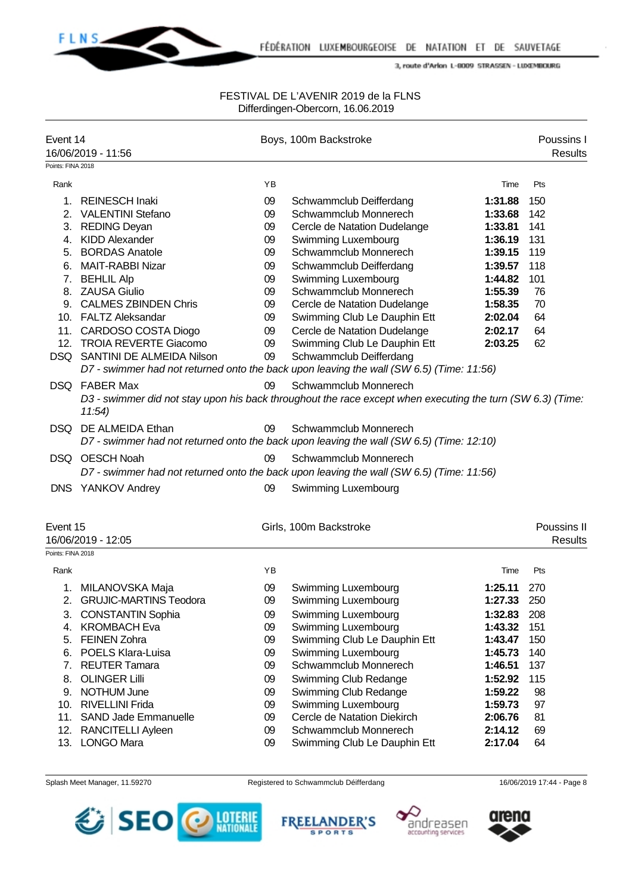FESTIVAL DE L'AVENIR 2019 de la FLNS
Differdingen-Obercorn, 16.06.2019

Event 14 — Boys, 100m Backstroke — Poussins I
16/06/2019 - 11:56 — Results
Points: FINA 2018

| Rank | | YB | | Time | Pts |
|---|---|---|---|---|---|
| 1. | REINESCH Inaki | 09 | Schwammclub Deifferdang | **1:31.88** | 150 |
| 2. | VALENTINI Stefano | 09 | Schwammclub Monnerech | **1:33.68** | 142 |
| 3. | REDING Deyan | 09 | Cercle de Natation Dudelange | **1:33.81** | 141 |
| 4. | KIDD Alexander | 09 | Swimming Luxembourg | **1:36.19** | 131 |
| 5. | BORDAS Anatole | 09 | Schwammclub Monnerech | **1:39.15** | 119 |
| 6. | MAIT-RABBI Nizar | 09 | Schwammclub Deifferdang | **1:39.57** | 118 |
| 7. | BEHLIL Alp | 09 | Swimming Luxembourg | **1:44.82** | 101 |
| 8. | ZAUSA Giulio | 09 | Schwammclub Monnerech | **1:55.39** | 76 |
| 9. | CALMES ZBINDEN Chris | 09 | Cercle de Natation Dudelange | **1:58.35** | 70 |
| 10. | FALTZ Aleksandar | 09 | Swimming Club Le Dauphin Ett | **2:02.04** | 64 |
| 11. | CARDOSO COSTA Diogo | 09 | Cercle de Natation Dudelange | **2:02.17** | 64 |
| 12. | TROIA REVERTE Giacomo | 09 | Swimming Club Le Dauphin Ett | **2:03.25** | 62 |
| DSQ | SANTINI DE ALMEIDA Nilson | 09 | Schwammclub Deifferdang | | |
| | *D7 - swimmer had not returned onto the back upon leaving the wall (SW 6.5) (Time: 11:56)* | | | | |
| DSQ | FABER Max | 09 | Schwammclub Monnerech | | |
| | *D3 - swimmer did not stay upon his back throughout the race except when executing the turn (SW 6.3) (Time: 11:54)* | | | | |
| DSQ | DE ALMEIDA Ethan | 09 | Schwammclub Monnerech | | |
| | *D7 - swimmer had not returned onto the back upon leaving the wall (SW 6.5) (Time: 12:10)* | | | | |
| DSQ | OESCH Noah | 09 | Schwammclub Monnerech | | |
| | *D7 - swimmer had not returned onto the back upon leaving the wall (SW 6.5) (Time: 11:56)* | | | | |
| DNS | YANKOV Andrey | 09 | Swimming Luxembourg | | |

Event 15 — Girls, 100m Backstroke — Poussins II
16/06/2019 - 12:05 — Results
Points: FINA 2018

| Rank | | YB | | Time | Pts |
|---|---|---|---|---|---|
| 1. | MILANOVSKA Maja | 09 | Swimming Luxembourg | **1:25.11** | 270 |
| 2. | GRUJIC-MARTINS Teodora | 09 | Swimming Luxembourg | **1:27.33** | 250 |
| 3. | CONSTANTIN Sophia | 09 | Swimming Luxembourg | **1:32.83** | 208 |
| 4. | KROMBACH Eva | 09 | Swimming Luxembourg | **1:43.32** | 151 |
| 5. | FEINEN Zohra | 09 | Swimming Club Le Dauphin Ett | **1:43.47** | 150 |
| 6. | POELS Klara-Luisa | 09 | Swimming Luxembourg | **1:45.73** | 140 |
| 7. | REUTER Tamara | 09 | Schwammclub Monnerech | **1:46.51** | 137 |
| 8. | OLINGER Lilli | 09 | Swimming Club Redange | **1:52.92** | 115 |
| 9. | NOTHUM June | 09 | Swimming Club Redange | **1:59.22** | 98 |
| 10. | RIVELLINI Frida | 09 | Swimming Luxembourg | **1:59.73** | 97 |
| 11. | SAND Jade Emmanuelle | 09 | Cercle de Natation Diekirch | **2:06.76** | 81 |
| 12. | RANCITELLI Ayleen | 09 | Schwammclub Monnerech | **2:14.12** | 69 |
| 13. | LONGO Mara | 09 | Swimming Club Le Dauphin Ett | **2:17.04** | 64 |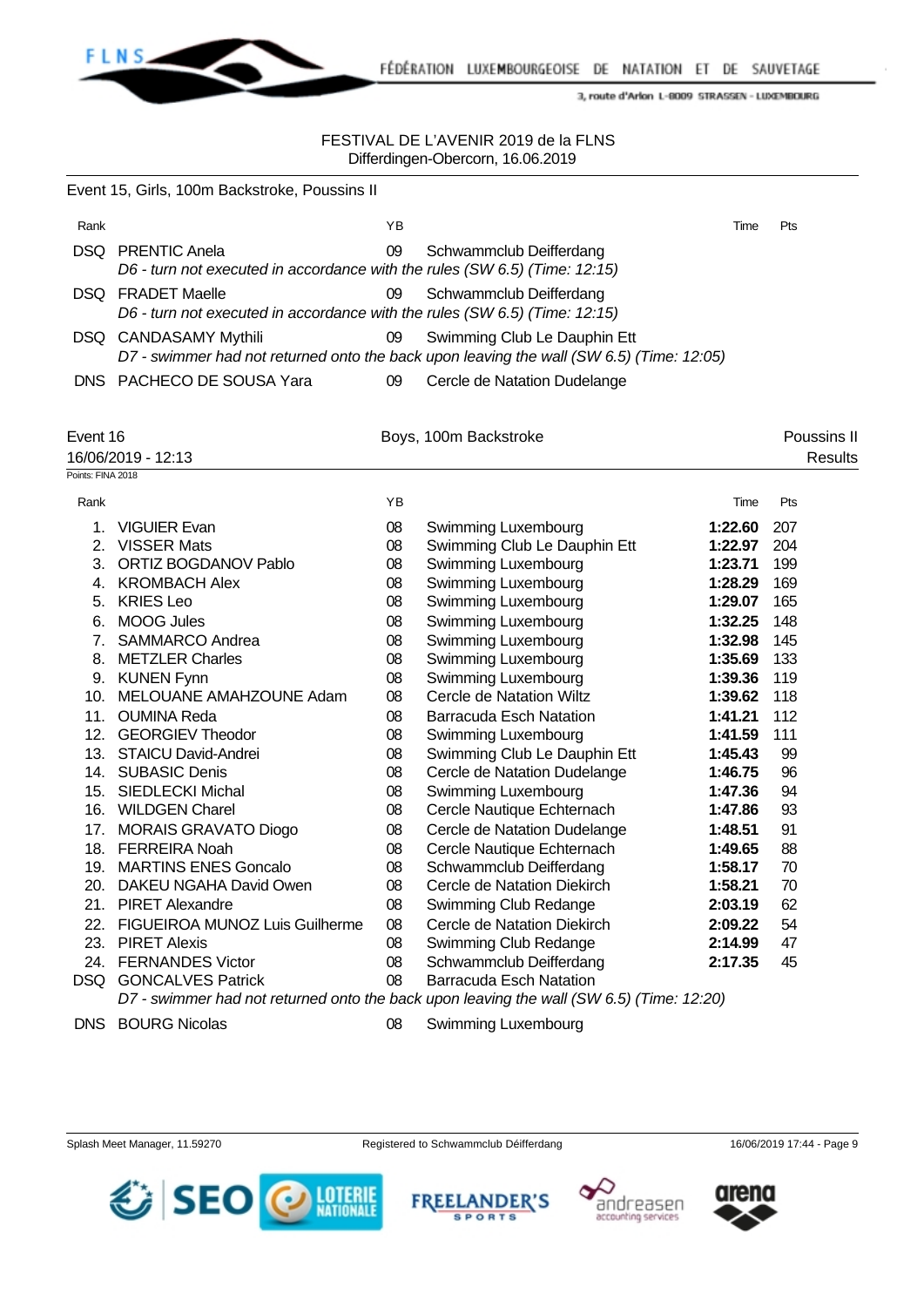FESTIVAL DE L'AVENIR 2019 de la FLNS
Differdingen-Obercorn, 16.06.2019

## Event 15, Girls, 100m Backstroke, Poussins II

| Rank | | YB | | Time | Pts |
|---|---|---|---|---|---|
| DSQ | PRENTIC Anela | 09 | Schwammclub Deifferdang | | |
| | *D6 - turn not executed in accordance with the rules (SW 6.5) (Time: 12:15)* | | | | |
| DSQ | FRADET Maelle | 09 | Schwammclub Deifferdang | | |
| | *D6 - turn not executed in accordance with the rules (SW 6.5) (Time: 12:15)* | | | | |
| DSQ | CANDASAMY Mythili | 09 | Swimming Club Le Dauphin Ett | | |
| | *D7 - swimmer had not returned onto the back upon leaving the wall (SW 6.5) (Time: 12:05)* | | | | |
| DNS | PACHECO DE SOUSA Yara | 09 | Cercle de Natation Dudelange | | |

## Event 16 — Boys, 100m Backstroke — Poussins II

16/06/2019 - 12:13 — Results

Points: FINA 2018

| Rank | | YB | | Time | Pts |
|---|---|---|---|---|---|
| 1. | VIGUIER Evan | 08 | Swimming Luxembourg | **1:22.60** | 207 |
| 2. | VISSER Mats | 08 | Swimming Club Le Dauphin Ett | **1:22.97** | 204 |
| 3. | ORTIZ BOGDANOV Pablo | 08 | Swimming Luxembourg | **1:23.71** | 199 |
| 4. | KROMBACH Alex | 08 | Swimming Luxembourg | **1:28.29** | 169 |
| 5. | KRIES Leo | 08 | Swimming Luxembourg | **1:29.07** | 165 |
| 6. | MOOG Jules | 08 | Swimming Luxembourg | **1:32.25** | 148 |
| 7. | SAMMARCO Andrea | 08 | Swimming Luxembourg | **1:32.98** | 145 |
| 8. | METZLER Charles | 08 | Swimming Luxembourg | **1:35.69** | 133 |
| 9. | KUNEN Fynn | 08 | Swimming Luxembourg | **1:39.36** | 119 |
| 10. | MELOUANE AMAHZOUNE Adam | 08 | Cercle de Natation Wiltz | **1:39.62** | 118 |
| 11. | OUMINA Reda | 08 | Barracuda Esch Natation | **1:41.21** | 112 |
| 12. | GEORGIEV Theodor | 08 | Swimming Luxembourg | **1:41.59** | 111 |
| 13. | STAICU David-Andrei | 08 | Swimming Club Le Dauphin Ett | **1:45.43** | 99 |
| 14. | SUBASIC Denis | 08 | Cercle de Natation Dudelange | **1:46.75** | 96 |
| 15. | SIEDLECKI Michal | 08 | Swimming Luxembourg | **1:47.36** | 94 |
| 16. | WILDGEN Charel | 08 | Cercle Nautique Echternach | **1:47.86** | 93 |
| 17. | MORAIS GRAVATO Diogo | 08 | Cercle de Natation Dudelange | **1:48.51** | 91 |
| 18. | FERREIRA Noah | 08 | Cercle Nautique Echternach | **1:49.65** | 88 |
| 19. | MARTINS ENES Goncalo | 08 | Schwammclub Deifferdang | **1:58.17** | 70 |
| 20. | DAKEU NGAHA David Owen | 08 | Cercle de Natation Diekirch | **1:58.21** | 70 |
| 21. | PIRET Alexandre | 08 | Swimming Club Redange | **2:03.19** | 62 |
| 22. | FIGUEIROA MUNOZ Luis Guilherme | 08 | Cercle de Natation Diekirch | **2:09.22** | 54 |
| 23. | PIRET Alexis | 08 | Swimming Club Redange | **2:14.99** | 47 |
| 24. | FERNANDES Victor | 08 | Schwammclub Deifferdang | **2:17.35** | 45 |
| DSQ | GONCALVES Patrick | 08 | Barracuda Esch Natation | | |
| | *D7 - swimmer had not returned onto the back upon leaving the wall (SW 6.5) (Time: 12:20)* | | | | |
| DNS | BOURG Nicolas | 08 | Swimming Luxembourg | | |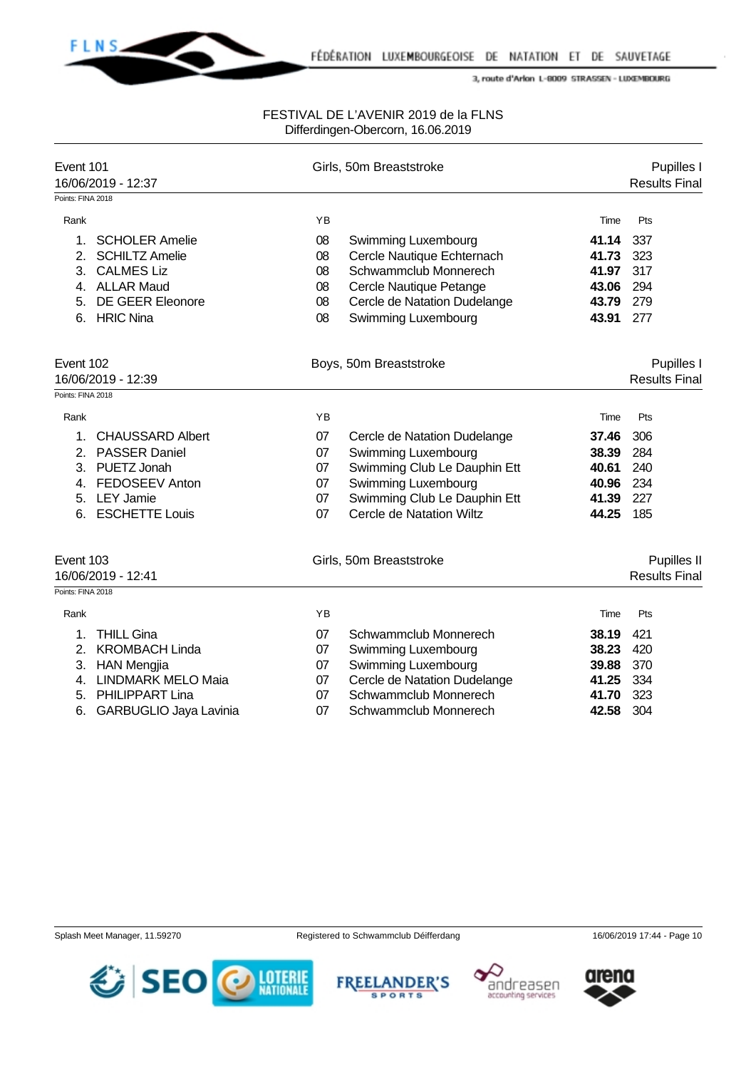FESTIVAL DE L'AVENIR 2019 de la FLNS
Differdingen-Obercorn, 16.06.2019

## Event 101 — Girls, 50m Breaststroke — Pupilles I

16/06/2019 - 12:37 — Results Final

Points: FINA 2018

| Rank | | YB | | Time | Pts |
|---|---|---|---|---|---|
| 1. | SCHOLER Amelie | 08 | Swimming Luxembourg | **41.14** | 337 |
| 2. | SCHILTZ Amelie | 08 | Cercle Nautique Echternach | **41.73** | 323 |
| 3. | CALMES Liz | 08 | Schwammclub Monnerech | **41.97** | 317 |
| 4. | ALLAR Maud | 08 | Cercle Nautique Petange | **43.06** | 294 |
| 5. | DE GEER Eleonore | 08 | Cercle de Natation Dudelange | **43.79** | 279 |
| 6. | HRIC Nina | 08 | Swimming Luxembourg | **43.91** | 277 |

## Event 102 — Boys, 50m Breaststroke — Pupilles I

16/06/2019 - 12:39 — Results Final

Points: FINA 2018

| Rank | | YB | | Time | Pts |
|---|---|---|---|---|---|
| 1. | CHAUSSARD Albert | 07 | Cercle de Natation Dudelange | **37.46** | 306 |
| 2. | PASSER Daniel | 07 | Swimming Luxembourg | **38.39** | 284 |
| 3. | PUETZ Jonah | 07 | Swimming Club Le Dauphin Ett | **40.61** | 240 |
| 4. | FEDOSEEV Anton | 07 | Swimming Luxembourg | **40.96** | 234 |
| 5. | LEY Jamie | 07 | Swimming Club Le Dauphin Ett | **41.39** | 227 |
| 6. | ESCHETTE Louis | 07 | Cercle de Natation Wiltz | **44.25** | 185 |

## Event 103 — Girls, 50m Breaststroke — Pupilles II

16/06/2019 - 12:41 — Results Final

Points: FINA 2018

| Rank | | YB | | Time | Pts |
|---|---|---|---|---|---|
| 1. | THILL Gina | 07 | Schwammclub Monnerech | **38.19** | 421 |
| 2. | KROMBACH Linda | 07 | Swimming Luxembourg | **38.23** | 420 |
| 3. | HAN Mengjia | 07 | Swimming Luxembourg | **39.88** | 370 |
| 4. | LINDMARK MELO Maia | 07 | Cercle de Natation Dudelange | **41.25** | 334 |
| 5. | PHILIPPART Lina | 07 | Schwammclub Monnerech | **41.70** | 323 |
| 6. | GARBUGLIO Jaya Lavinia | 07 | Schwammclub Monnerech | **42.58** | 304 |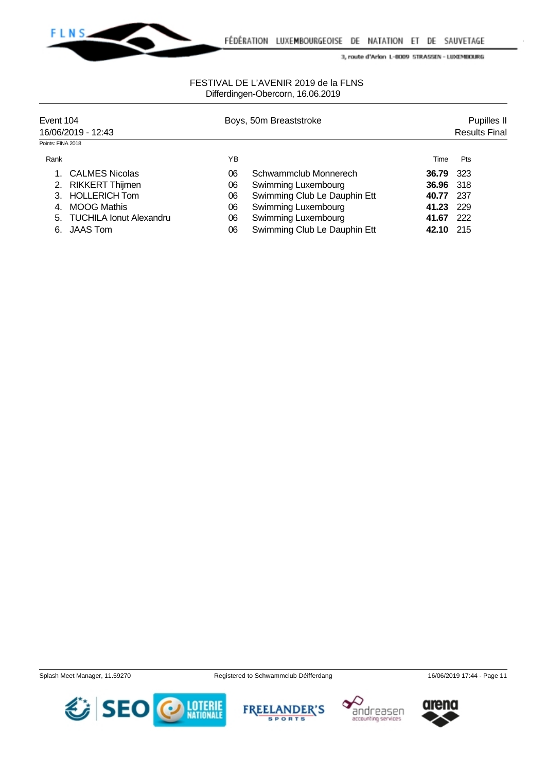FESTIVAL DE L'AVENIR 2019 de la FLNS
Differdingen-Obercorn, 16.06.2019

| Event 104 | Boys, 50m Breaststroke | Pupilles II |
|---|---|---|
| 16/06/2019 - 12:43 | | Results Final |

Points: FINA 2018

| Rank | | YB | | Time | Pts |
|---|---|---|---|---|---|
| 1. | CALMES Nicolas | 06 | Schwammclub Monnerech | **36.79** | 323 |
| 2. | RIKKERT Thijmen | 06 | Swimming Luxembourg | **36.96** | 318 |
| 3. | HOLLERICH Tom | 06 | Swimming Club Le Dauphin Ett | **40.77** | 237 |
| 4. | MOOG Mathis | 06 | Swimming Luxembourg | **41.23** | 229 |
| 5. | TUCHILA Ionut Alexandru | 06 | Swimming Luxembourg | **41.67** | 222 |
| 6. | JAAS Tom | 06 | Swimming Club Le Dauphin Ett | **42.10** | 215 |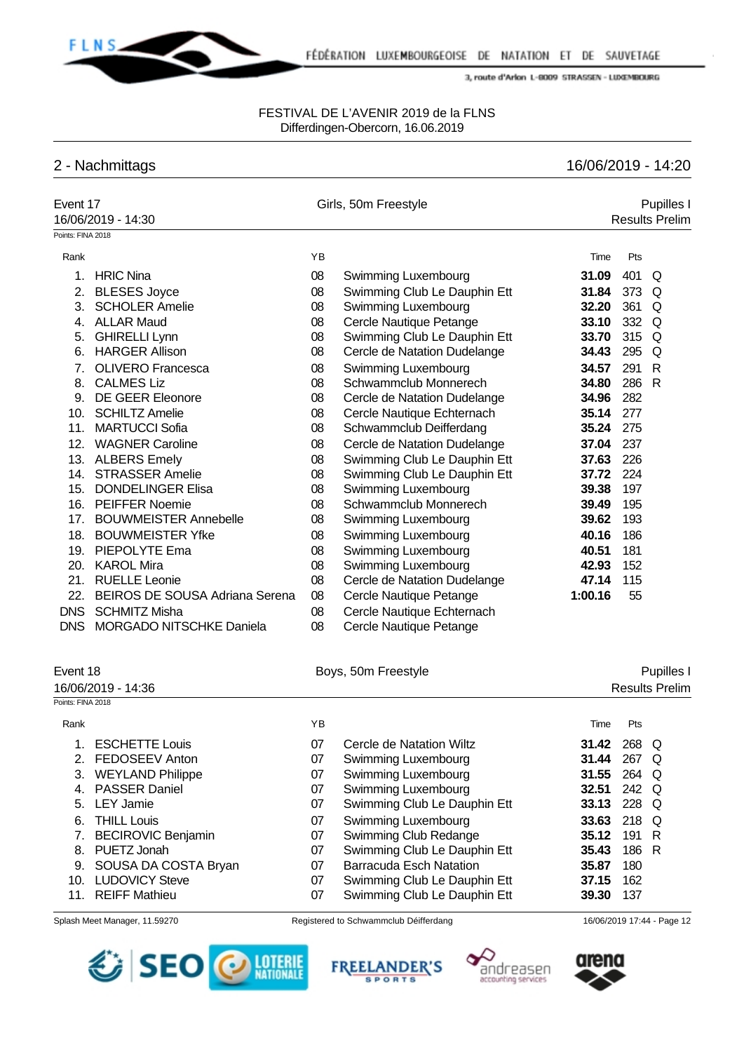FESTIVAL DE L'AVENIR 2019 de la FLNS
Differdingen-Obercorn, 16.06.2019

## 2 - Nachmittags

16/06/2019 - 14:20

### Event 17 — Girls, 50m Freestyle — Pupilles I

16/06/2019 - 14:30 — Results Prelim

Points: FINA 2018

| Rank | | YB | | Time | Pts | |
|---|---|---|---|---|---|---|
| 1. | HRIC Nina | 08 | Swimming Luxembourg | **31.09** | 401 | Q |
| 2. | BLESES Joyce | 08 | Swimming Club Le Dauphin Ett | **31.84** | 373 | Q |
| 3. | SCHOLER Amelie | 08 | Swimming Luxembourg | **32.20** | 361 | Q |
| 4. | ALLAR Maud | 08 | Cercle Nautique Petange | **33.10** | 332 | Q |
| 5. | GHIRELLI Lynn | 08 | Swimming Club Le Dauphin Ett | **33.70** | 315 | Q |
| 6. | HARGER Allison | 08 | Cercle de Natation Dudelange | **34.43** | 295 | Q |
| 7. | OLIVERO Francesca | 08 | Swimming Luxembourg | **34.57** | 291 | R |
| 8. | CALMES Liz | 08 | Schwammclub Monnerech | **34.80** | 286 | R |
| 9. | DE GEER Eleonore | 08 | Cercle de Natation Dudelange | **34.96** | 282 | |
| 10. | SCHILTZ Amelie | 08 | Cercle Nautique Echternach | **35.14** | 277 | |
| 11. | MARTUCCI Sofia | 08 | Schwammclub Deifferdang | **35.24** | 275 | |
| 12. | WAGNER Caroline | 08 | Cercle de Natation Dudelange | **37.04** | 237 | |
| 13. | ALBERS Emely | 08 | Swimming Club Le Dauphin Ett | **37.63** | 226 | |
| 14. | STRASSER Amelie | 08 | Swimming Club Le Dauphin Ett | **37.72** | 224 | |
| 15. | DONDELINGER Elisa | 08 | Swimming Luxembourg | **39.38** | 197 | |
| 16. | PEIFFER Noemie | 08 | Schwammclub Monnerech | **39.49** | 195 | |
| 17. | BOUWMEISTER Annebelle | 08 | Swimming Luxembourg | **39.62** | 193 | |
| 18. | BOUWMEISTER Yfke | 08 | Swimming Luxembourg | **40.16** | 186 | |
| 19. | PIEPOLYTE Ema | 08 | Swimming Luxembourg | **40.51** | 181 | |
| 20. | KAROL Mira | 08 | Swimming Luxembourg | **42.93** | 152 | |
| 21. | RUELLE Leonie | 08 | Cercle de Natation Dudelange | **47.14** | 115 | |
| 22. | BEIROS DE SOUSA Adriana Serena | 08 | Cercle Nautique Petange | **1:00.16** | 55 | |
| DNS | SCHMITZ Misha | 08 | Cercle Nautique Echternach | | | |
| DNS | MORGADO NITSCHKE Daniela | 08 | Cercle Nautique Petange | | | |

### Event 18 — Boys, 50m Freestyle — Pupilles I

16/06/2019 - 14:36 — Results Prelim

Points: FINA 2018

| Rank | | YB | | Time | Pts | |
|---|---|---|---|---|---|---|
| 1. | ESCHETTE Louis | 07 | Cercle de Natation Wiltz | **31.42** | 268 | Q |
| 2. | FEDOSEEV Anton | 07 | Swimming Luxembourg | **31.44** | 267 | Q |
| 3. | WEYLAND Philippe | 07 | Swimming Luxembourg | **31.55** | 264 | Q |
| 4. | PASSER Daniel | 07 | Swimming Luxembourg | **32.51** | 242 | Q |
| 5. | LEY Jamie | 07 | Swimming Club Le Dauphin Ett | **33.13** | 228 | Q |
| 6. | THILL Louis | 07 | Swimming Luxembourg | **33.63** | 218 | Q |
| 7. | BECIROVIC Benjamin | 07 | Swimming Club Redange | **35.12** | 191 | R |
| 8. | PUETZ Jonah | 07 | Swimming Club Le Dauphin Ett | **35.43** | 186 | R |
| 9. | SOUSA DA COSTA Bryan | 07 | Barracuda Esch Natation | **35.87** | 180 | |
| 10. | LUDOVICY Steve | 07 | Swimming Club Le Dauphin Ett | **37.15** | 162 | |
| 11. | REIFF Mathieu | 07 | Swimming Club Le Dauphin Ett | **39.30** | 137 | |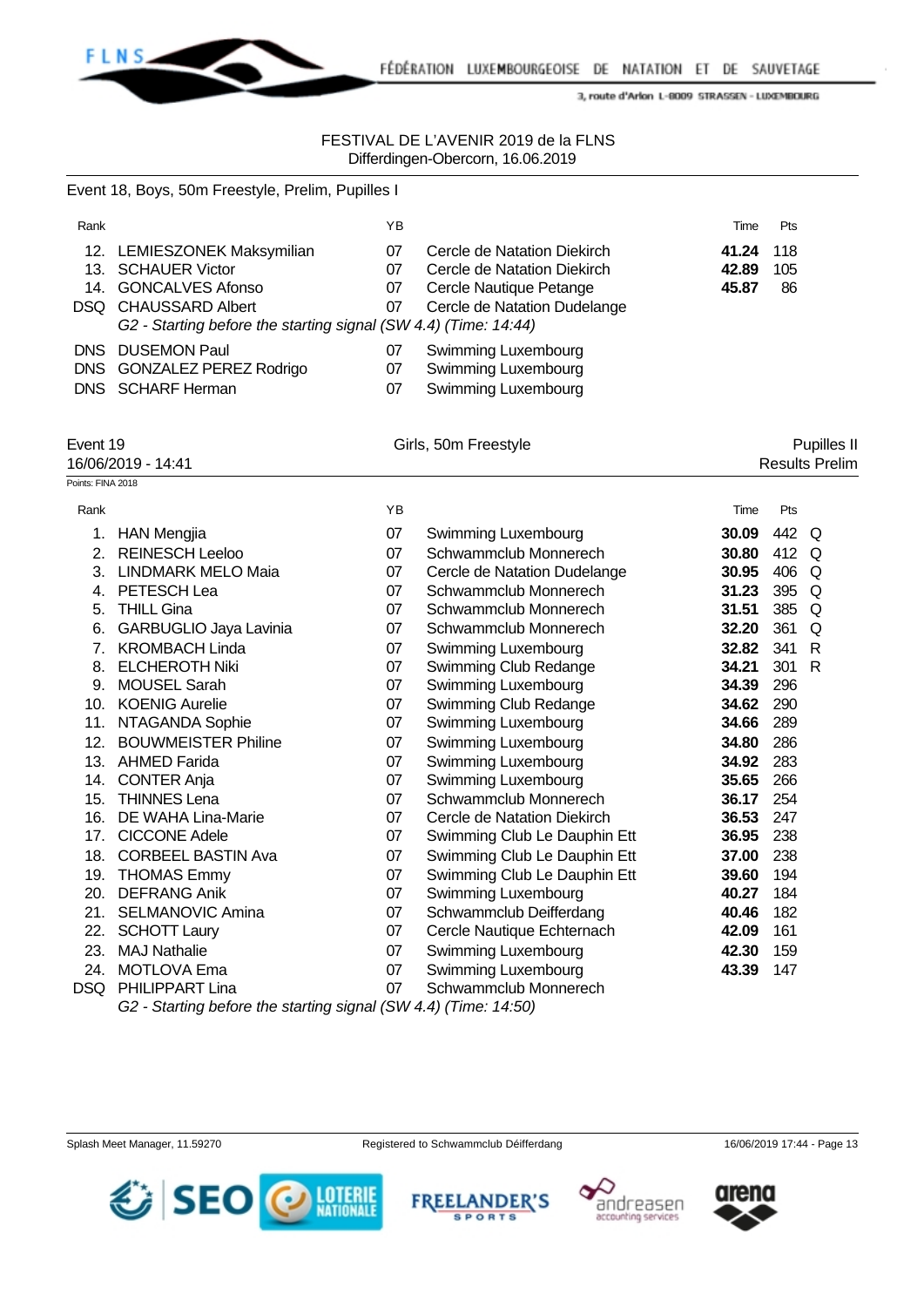FESTIVAL DE L'AVENIR 2019 de la FLNS
Differdingen-Obercorn, 16.06.2019

Event 18, Boys, 50m Freestyle, Prelim, Pupilles I

| Rank | | YB | | Time | Pts | |
|---|---|---|---|---|---|---|
| 12. | LEMIESZONEK Maksymilian | 07 | Cercle de Natation Diekirch | **41.24** | 118 | |
| 13. | SCHAUER Victor | 07 | Cercle de Natation Diekirch | **42.89** | 105 | |
| 14. | GONCALVES Afonso | 07 | Cercle Nautique Petange | **45.87** | 86 | |
| DSQ | CHAUSSARD Albert | 07 | Cercle de Natation Dudelange | | | |
| | *G2 - Starting before the starting signal (SW 4.4) (Time: 14:44)* | | | | | |
| DNS | DUSEMON Paul | 07 | Swimming Luxembourg | | | |
| DNS | GONZALEZ PEREZ Rodrigo | 07 | Swimming Luxembourg | | | |
| DNS | SCHARF Herman | 07 | Swimming Luxembourg | | | |

Event 19 — Girls, 50m Freestyle — Pupilles II
16/06/2019 - 14:41 — Results Prelim

Points: FINA 2018

| Rank | | YB | | Time | Pts | |
|---|---|---|---|---|---|---|
| 1. | HAN Mengjia | 07 | Swimming Luxembourg | **30.09** | 442 | Q |
| 2. | REINESCH Leeloo | 07 | Schwammclub Monnerech | **30.80** | 412 | Q |
| 3. | LINDMARK MELO Maia | 07 | Cercle de Natation Dudelange | **30.95** | 406 | Q |
| 4. | PETESCH Lea | 07 | Schwammclub Monnerech | **31.23** | 395 | Q |
| 5. | THILL Gina | 07 | Schwammclub Monnerech | **31.51** | 385 | Q |
| 6. | GARBUGLIO Jaya Lavinia | 07 | Schwammclub Monnerech | **32.20** | 361 | Q |
| 7. | KROMBACH Linda | 07 | Swimming Luxembourg | **32.82** | 341 | R |
| 8. | ELCHEROTH Niki | 07 | Swimming Club Redange | **34.21** | 301 | R |
| 9. | MOUSEL Sarah | 07 | Swimming Luxembourg | **34.39** | 296 | |
| 10. | KOENIG Aurelie | 07 | Swimming Club Redange | **34.62** | 290 | |
| 11. | NTAGANDA Sophie | 07 | Swimming Luxembourg | **34.66** | 289 | |
| 12. | BOUWMEISTER Philine | 07 | Swimming Luxembourg | **34.80** | 286 | |
| 13. | AHMED Farida | 07 | Swimming Luxembourg | **34.92** | 283 | |
| 14. | CONTER Anja | 07 | Swimming Luxembourg | **35.65** | 266 | |
| 15. | THINNES Lena | 07 | Schwammclub Monnerech | **36.17** | 254 | |
| 16. | DE WAHA Lina-Marie | 07 | Cercle de Natation Diekirch | **36.53** | 247 | |
| 17. | CICCONE Adele | 07 | Swimming Club Le Dauphin Ett | **36.95** | 238 | |
| 18. | CORBEEL BASTIN Ava | 07 | Swimming Club Le Dauphin Ett | **37.00** | 238 | |
| 19. | THOMAS Emmy | 07 | Swimming Club Le Dauphin Ett | **39.60** | 194 | |
| 20. | DEFRANG Anik | 07 | Swimming Luxembourg | **40.27** | 184 | |
| 21. | SELMANOVIC Amina | 07 | Schwammclub Deifferdang | **40.46** | 182 | |
| 22. | SCHOTT Laury | 07 | Cercle Nautique Echternach | **42.09** | 161 | |
| 23. | MAJ Nathalie | 07 | Swimming Luxembourg | **42.30** | 159 | |
| 24. | MOTLOVA Ema | 07 | Swimming Luxembourg | **43.39** | 147 | |
| DSQ | PHILIPPART Lina | 07 | Schwammclub Monnerech | | | |
| | *G2 - Starting before the starting signal (SW 4.4) (Time: 14:50)* | | | | | |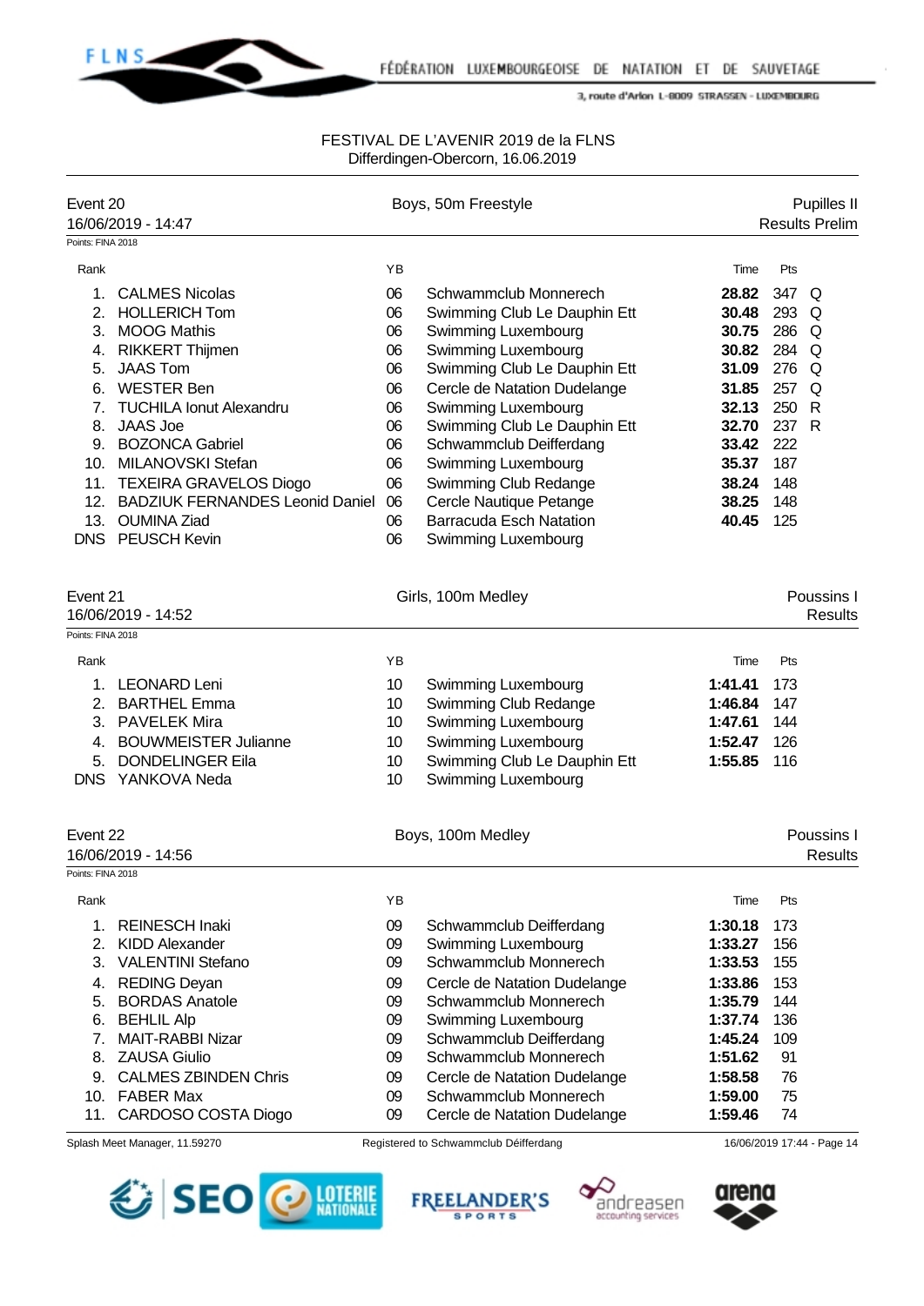FESTIVAL DE L'AVENIR 2019 de la FLNS
Differdingen-Obercorn, 16.06.2019

## Event 20 — Boys, 50m Freestyle — Pupilles II

16/06/2019 - 14:47 — Results Prelim

Points: FINA 2018

| Rank | | YB | | Time | Pts | |
|---|---|---|---|---|---|---|
| 1. | CALMES Nicolas | 06 | Schwammclub Monnerech | **28.82** | 347 | Q |
| 2. | HOLLERICH Tom | 06 | Swimming Club Le Dauphin Ett | **30.48** | 293 | Q |
| 3. | MOOG Mathis | 06 | Swimming Luxembourg | **30.75** | 286 | Q |
| 4. | RIKKERT Thijmen | 06 | Swimming Luxembourg | **30.82** | 284 | Q |
| 5. | JAAS Tom | 06 | Swimming Club Le Dauphin Ett | **31.09** | 276 | Q |
| 6. | WESTER Ben | 06 | Cercle de Natation Dudelange | **31.85** | 257 | Q |
| 7. | TUCHILA Ionut Alexandru | 06 | Swimming Luxembourg | **32.13** | 250 | R |
| 8. | JAAS Joe | 06 | Swimming Club Le Dauphin Ett | **32.70** | 237 | R |
| 9. | BOZONCA Gabriel | 06 | Schwammclub Deifferdang | **33.42** | 222 | |
| 10. | MILANOVSKI Stefan | 06 | Swimming Luxembourg | **35.37** | 187 | |
| 11. | TEXEIRA GRAVELOS Diogo | 06 | Swimming Club Redange | **38.24** | 148 | |
| 12. | BADZIUK FERNANDES Leonid Daniel | 06 | Cercle Nautique Petange | **38.25** | 148 | |
| 13. | OUMINA Ziad | 06 | Barracuda Esch Natation | **40.45** | 125 | |
| DNS | PEUSCH Kevin | 06 | Swimming Luxembourg | | | |

## Event 21 — Girls, 100m Medley — Poussins I

16/06/2019 - 14:52 — Results

Points: FINA 2018

| Rank | | YB | | Time | Pts |
|---|---|---|---|---|---|
| 1. | LEONARD Leni | 10 | Swimming Luxembourg | **1:41.41** | 173 |
| 2. | BARTHEL Emma | 10 | Swimming Club Redange | **1:46.84** | 147 |
| 3. | PAVELEK Mira | 10 | Swimming Luxembourg | **1:47.61** | 144 |
| 4. | BOUWMEISTER Julianne | 10 | Swimming Luxembourg | **1:52.47** | 126 |
| 5. | DONDELINGER Eila | 10 | Swimming Club Le Dauphin Ett | **1:55.85** | 116 |
| DNS | YANKOVA Neda | 10 | Swimming Luxembourg | | |

## Event 22 — Boys, 100m Medley — Poussins I

16/06/2019 - 14:56 — Results

Points: FINA 2018

| Rank | | YB | | Time | Pts |
|---|---|---|---|---|---|
| 1. | REINESCH Inaki | 09 | Schwammclub Deifferdang | **1:30.18** | 173 |
| 2. | KIDD Alexander | 09 | Swimming Luxembourg | **1:33.27** | 156 |
| 3. | VALENTINI Stefano | 09 | Schwammclub Monnerech | **1:33.53** | 155 |
| 4. | REDING Deyan | 09 | Cercle de Natation Dudelange | **1:33.86** | 153 |
| 5. | BORDAS Anatole | 09 | Schwammclub Monnerech | **1:35.79** | 144 |
| 6. | BEHLIL Alp | 09 | Swimming Luxembourg | **1:37.74** | 136 |
| 7. | MAIT-RABBI Nizar | 09 | Schwammclub Deifferdang | **1:45.24** | 109 |
| 8. | ZAUSA Giulio | 09 | Schwammclub Monnerech | **1:51.62** | 91 |
| 9. | CALMES ZBINDEN Chris | 09 | Cercle de Natation Dudelange | **1:58.58** | 76 |
| 10. | FABER Max | 09 | Schwammclub Monnerech | **1:59.00** | 75 |
| 11. | CARDOSO COSTA Diogo | 09 | Cercle de Natation Dudelange | **1:59.46** | 74 |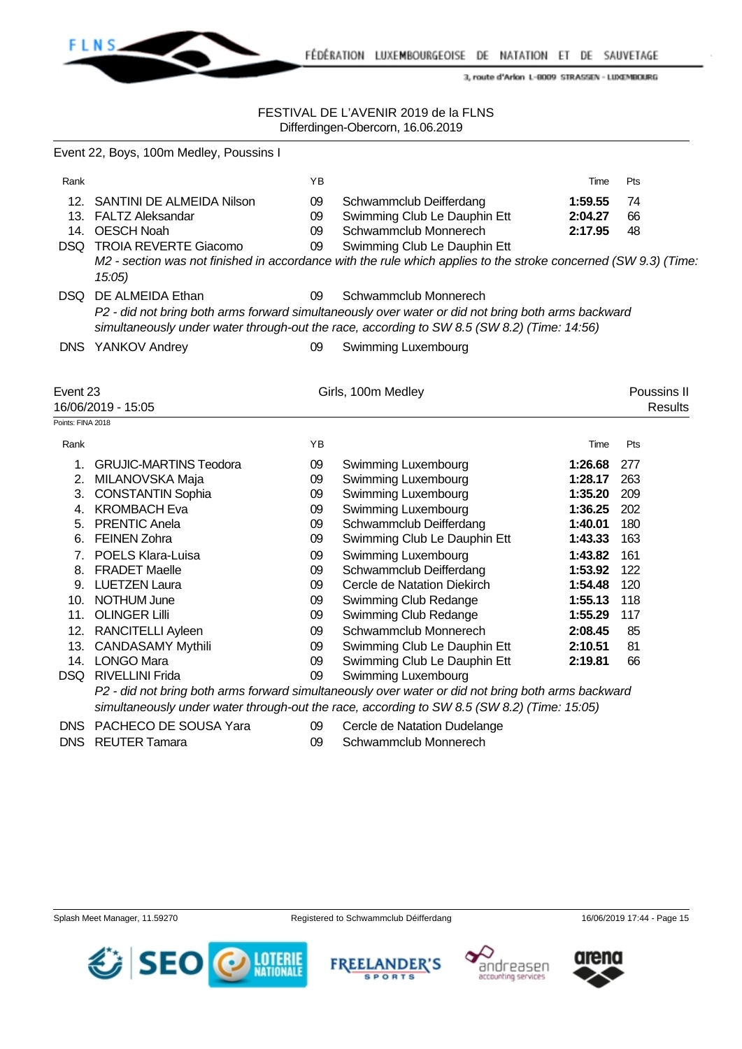FESTIVAL DE L'AVENIR 2019 de la FLNS
Differdingen-Obercorn, 16.06.2019

## Event 22, Boys, 100m Medley, Poussins I

| Rank | | YB | | Time | Pts |
|---|---|---|---|---|---|
| 12. | SANTINI DE ALMEIDA Nilson | 09 | Schwammclub Deifferdang | **1:59.55** | 74 |
| 13. | FALTZ Aleksandar | 09 | Swimming Club Le Dauphin Ett | **2:04.27** | 66 |
| 14. | OESCH Noah | 09 | Schwammclub Monnerech | **2:17.95** | 48 |
| DSQ | TROIA REVERTE Giacomo | 09 | Swimming Club Le Dauphin Ett | | |
| | *M2 - section was not finished in accordance with the rule which applies to the stroke concerned (SW 9.3) (Time: 15:05)* | | | | |
| DSQ | DE ALMEIDA Ethan | 09 | Schwammclub Monnerech | | |
| | *P2 - did not bring both arms forward simultaneously over water or did not bring both arms backward simultaneously under water through-out the race, according to SW 8.5 (SW 8.2) (Time: 14:56)* | | | | |
| DNS | YANKOV Andrey | 09 | Swimming Luxembourg | | |

## Event 23 — Girls, 100m Medley — Poussins II

16/06/2019 - 15:05 — Results

Points: FINA 2018

| Rank | | YB | | Time | Pts |
|---|---|---|---|---|---|
| 1. | GRUJIC-MARTINS Teodora | 09 | Swimming Luxembourg | **1:26.68** | 277 |
| 2. | MILANOVSKA Maja | 09 | Swimming Luxembourg | **1:28.17** | 263 |
| 3. | CONSTANTIN Sophia | 09 | Swimming Luxembourg | **1:35.20** | 209 |
| 4. | KROMBACH Eva | 09 | Swimming Luxembourg | **1:36.25** | 202 |
| 5. | PRENTIC Anela | 09 | Schwammclub Deifferdang | **1:40.01** | 180 |
| 6. | FEINEN Zohra | 09 | Swimming Club Le Dauphin Ett | **1:43.33** | 163 |
| 7. | POELS Klara-Luisa | 09 | Swimming Luxembourg | **1:43.82** | 161 |
| 8. | FRADET Maelle | 09 | Schwammclub Deifferdang | **1:53.92** | 122 |
| 9. | LUETZEN Laura | 09 | Cercle de Natation Diekirch | **1:54.48** | 120 |
| 10. | NOTHUM June | 09 | Swimming Club Redange | **1:55.13** | 118 |
| 11. | OLINGER Lilli | 09 | Swimming Club Redange | **1:55.29** | 117 |
| 12. | RANCITELLI Ayleen | 09 | Schwammclub Monnerech | **2:08.45** | 85 |
| 13. | CANDASAMY Mythili | 09 | Swimming Club Le Dauphin Ett | **2:10.51** | 81 |
| 14. | LONGO Mara | 09 | Swimming Club Le Dauphin Ett | **2:19.81** | 66 |
| DSQ | RIVELLINI Frida | 09 | Swimming Luxembourg | | |
| | *P2 - did not bring both arms forward simultaneously over water or did not bring both arms backward simultaneously under water through-out the race, according to SW 8.5 (SW 8.2) (Time: 15:05)* | | | | |
| DNS | PACHECO DE SOUSA Yara | 09 | Cercle de Natation Dudelange | | |
| DNS | REUTER Tamara | 09 | Schwammclub Monnerech | | |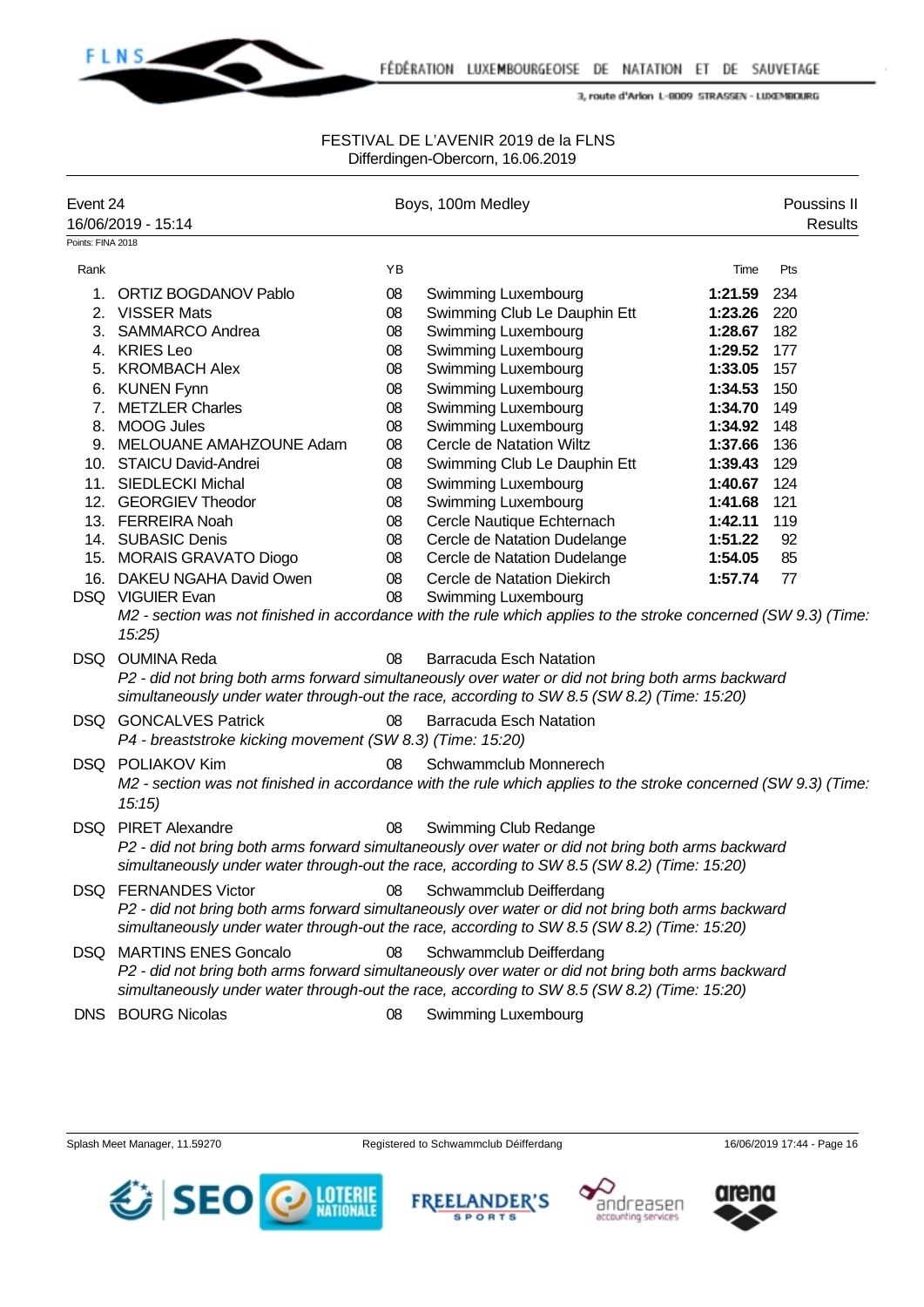FESTIVAL DE L'AVENIR 2019 de la FLNS
Differdingen-Obercorn, 16.06.2019

**Event 24** — Boys, 100m Medley — Poussins II
16/06/2019 - 15:14 — Results

Points: FINA 2018

| Rank | Name | YB | Club | Time | Pts |
|---|---|---|---|---|---|
| 1. | ORTIZ BOGDANOV Pablo | 08 | Swimming Luxembourg | **1:21.59** | 234 |
| 2. | VISSER Mats | 08 | Swimming Club Le Dauphin Ett | **1:23.26** | 220 |
| 3. | SAMMARCO Andrea | 08 | Swimming Luxembourg | **1:28.67** | 182 |
| 4. | KRIES Leo | 08 | Swimming Luxembourg | **1:29.52** | 177 |
| 5. | KROMBACH Alex | 08 | Swimming Luxembourg | **1:33.05** | 157 |
| 6. | KUNEN Fynn | 08 | Swimming Luxembourg | **1:34.53** | 150 |
| 7. | METZLER Charles | 08 | Swimming Luxembourg | **1:34.70** | 149 |
| 8. | MOOG Jules | 08 | Swimming Luxembourg | **1:34.92** | 148 |
| 9. | MELOUANE AMAHZOUNE Adam | 08 | Cercle de Natation Wiltz | **1:37.66** | 136 |
| 10. | STAICU David-Andrei | 08 | Swimming Club Le Dauphin Ett | **1:39.43** | 129 |
| 11. | SIEDLECKI Michal | 08 | Swimming Luxembourg | **1:40.67** | 124 |
| 12. | GEORGIEV Theodor | 08 | Swimming Luxembourg | **1:41.68** | 121 |
| 13. | FERREIRA Noah | 08 | Cercle Nautique Echternach | **1:42.11** | 119 |
| 14. | SUBASIC Denis | 08 | Cercle de Natation Dudelange | **1:51.22** | 92 |
| 15. | MORAIS GRAVATO Diogo | 08 | Cercle de Natation Dudelange | **1:54.05** | 85 |
| 16. | DAKEU NGAHA David Owen | 08 | Cercle de Natation Diekirch | **1:57.74** | 77 |
| DSQ | VIGUIER Evan | 08 | Swimming Luxembourg | | |
| | *M2 - section was not finished in accordance with the rule which applies to the stroke concerned (SW 9.3) (Time: 15:25)* | | | | |
| DSQ | OUMINA Reda | 08 | Barracuda Esch Natation | | |
| | *P2 - did not bring both arms forward simultaneously over water or did not bring both arms backward simultaneously under water through-out the race, according to SW 8.5 (SW 8.2) (Time: 15:20)* | | | | |
| DSQ | GONCALVES Patrick | 08 | Barracuda Esch Natation | | |
| | *P4 - breaststroke kicking movement (SW 8.3) (Time: 15:20)* | | | | |
| DSQ | POLIAKOV Kim | 08 | Schwammclub Monnerech | | |
| | *M2 - section was not finished in accordance with the rule which applies to the stroke concerned (SW 9.3) (Time: 15:15)* | | | | |
| DSQ | PIRET Alexandre | 08 | Swimming Club Redange | | |
| | *P2 - did not bring both arms forward simultaneously over water or did not bring both arms backward simultaneously under water through-out the race, according to SW 8.5 (SW 8.2) (Time: 15:20)* | | | | |
| DSQ | FERNANDES Victor | 08 | Schwammclub Deifferdang | | |
| | *P2 - did not bring both arms forward simultaneously over water or did not bring both arms backward simultaneously under water through-out the race, according to SW 8.5 (SW 8.2) (Time: 15:20)* | | | | |
| DSQ | MARTINS ENES Goncalo | 08 | Schwammclub Deifferdang | | |
| | *P2 - did not bring both arms forward simultaneously over water or did not bring both arms backward simultaneously under water through-out the race, according to SW 8.5 (SW 8.2) (Time: 15:20)* | | | | |
| DNS | BOURG Nicolas | 08 | Swimming Luxembourg | | |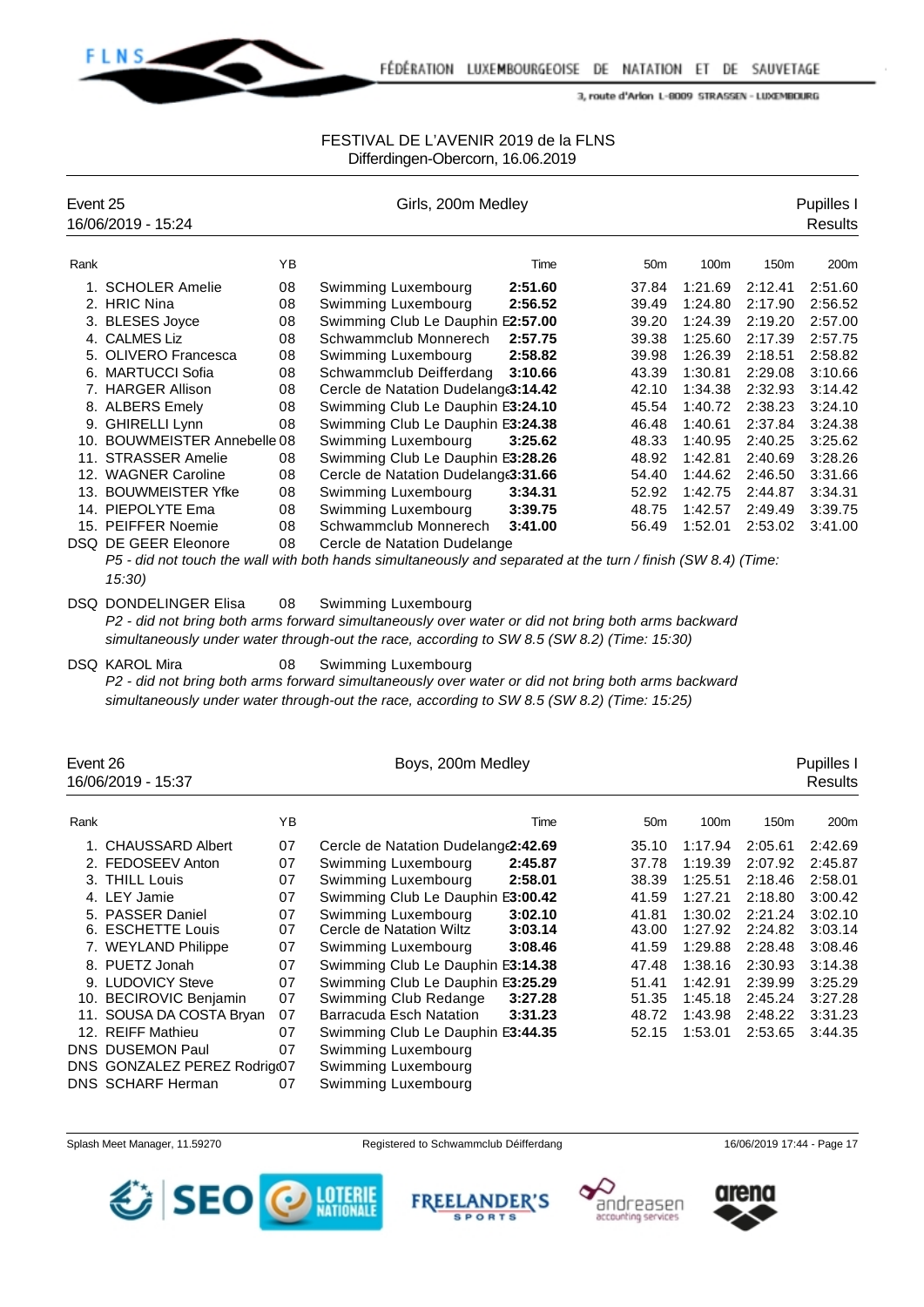FÉDÉRATION LUXEMBOURGEOISE DE NATATION ET DE SAUVETAGE

3, route d'Arlon L-8009 STRASSEN - LUXEMBOURG

# FESTIVAL DE L'AVENIR 2019 de la FLNS
Differdingen-Obercorn, 16.06.2019

## Event 25 — Girls, 200m Medley — Pupilles I
16/06/2019 - 15:24 — Results

| Rank | | YB | | Time | 50m | 100m | 150m | 200m |
|---|---|---|---|---|---|---|---|---|
| 1. | SCHOLER Amelie | 08 | Swimming Luxembourg | **2:51.60** | 37.84 | 1:21.69 | 2:12.41 | 2:51.60 |
| 2. | HRIC Nina | 08 | Swimming Luxembourg | **2:56.52** | 39.49 | 1:24.80 | 2:17.90 | 2:56.52 |
| 3. | BLESES Joyce | 08 | Swimming Club Le Dauphin E | **2:57.00** | 39.20 | 1:24.39 | 2:19.20 | 2:57.00 |
| 4. | CALMES Liz | 08 | Schwammclub Monnerech | **2:57.75** | 39.38 | 1:25.60 | 2:17.39 | 2:57.75 |
| 5. | OLIVERO Francesca | 08 | Swimming Luxembourg | **2:58.82** | 39.98 | 1:26.39 | 2:18.51 | 2:58.82 |
| 6. | MARTUCCI Sofia | 08 | Schwammclub Deifferdang | **3:10.66** | 43.39 | 1:30.81 | 2:29.08 | 3:10.66 |
| 7. | HARGER Allison | 08 | Cercle de Natation Dudelange | **3:14.42** | 42.10 | 1:34.38 | 2:32.93 | 3:14.42 |
| 8. | ALBERS Emely | 08 | Swimming Club Le Dauphin E | **3:24.10** | 45.54 | 1:40.72 | 2:38.23 | 3:24.10 |
| 9. | GHIRELLI Lynn | 08 | Swimming Club Le Dauphin E | **3:24.38** | 46.48 | 1:40.61 | 2:37.84 | 3:24.38 |
| 10. | BOUWMEISTER Annebelle | 08 | Swimming Luxembourg | **3:25.62** | 48.33 | 1:40.95 | 2:40.25 | 3:25.62 |
| 11. | STRASSER Amelie | 08 | Swimming Club Le Dauphin E | **3:28.26** | 48.92 | 1:42.81 | 2:40.69 | 3:28.26 |
| 12. | WAGNER Caroline | 08 | Cercle de Natation Dudelange | **3:31.66** | 54.40 | 1:44.62 | 2:46.50 | 3:31.66 |
| 13. | BOUWMEISTER Yfke | 08 | Swimming Luxembourg | **3:34.31** | 52.92 | 1:42.75 | 2:44.87 | 3:34.31 |
| 14. | PIEPOLYTE Ema | 08 | Swimming Luxembourg | **3:39.75** | 48.75 | 1:42.57 | 2:49.49 | 3:39.75 |
| 15. | PEIFFER Noemie | 08 | Schwammclub Monnerech | **3:41.00** | 56.49 | 1:52.01 | 2:53.02 | 3:41.00 |
| DSQ | DE GEER Eleonore | 08 | Cercle de Natation Dudelange | | | | | |

*P5 - did not touch the wall with both hands simultaneously and separated at the turn / finish (SW 8.4) (Time: 15:30)*

| Rank | | YB | | Time |
|---|---|---|---|---|
| DSQ | DONDELINGER Elisa | 08 | Swimming Luxembourg | |

*P2 - did not bring both arms forward simultaneously over water or did not bring both arms backward simultaneously under water through-out the race, according to SW 8.5 (SW 8.2) (Time: 15:30)*

| Rank | | YB | | Time |
|---|---|---|---|---|
| DSQ | KAROL Mira | 08 | Swimming Luxembourg | |

*P2 - did not bring both arms forward simultaneously over water or did not bring both arms backward simultaneously under water through-out the race, according to SW 8.5 (SW 8.2) (Time: 15:25)*

## Event 26 — Boys, 200m Medley — Pupilles I
16/06/2019 - 15:37 — Results

| Rank | | YB | | Time | 50m | 100m | 150m | 200m |
|---|---|---|---|---|---|---|---|---|
| 1. | CHAUSSARD Albert | 07 | Cercle de Natation Dudelange | **2:42.69** | 35.10 | 1:17.94 | 2:05.61 | 2:42.69 |
| 2. | FEDOSEEV Anton | 07 | Swimming Luxembourg | **2:45.87** | 37.78 | 1:19.39 | 2:07.92 | 2:45.87 |
| 3. | THILL Louis | 07 | Swimming Luxembourg | **2:58.01** | 38.39 | 1:25.51 | 2:18.46 | 2:58.01 |
| 4. | LEY Jamie | 07 | Swimming Club Le Dauphin E | **3:00.42** | 41.59 | 1:27.21 | 2:18.80 | 3:00.42 |
| 5. | PASSER Daniel | 07 | Swimming Luxembourg | **3:02.10** | 41.81 | 1:30.02 | 2:21.24 | 3:02.10 |
| 6. | ESCHETTE Louis | 07 | Cercle de Natation Wiltz | **3:03.14** | 43.00 | 1:27.92 | 2:24.82 | 3:03.14 |
| 7. | WEYLAND Philippe | 07 | Swimming Luxembourg | **3:08.46** | 41.59 | 1:29.88 | 2:28.48 | 3:08.46 |
| 8. | PUETZ Jonah | 07 | Swimming Club Le Dauphin E | **3:14.38** | 47.48 | 1:38.16 | 2:30.93 | 3:14.38 |
| 9. | LUDOVICY Steve | 07 | Swimming Club Le Dauphin E | **3:25.29** | 51.41 | 1:42.91 | 2:39.99 | 3:25.29 |
| 10. | BECIROVIC Benjamin | 07 | Swimming Club Redange | **3:27.28** | 51.35 | 1:45.18 | 2:45.24 | 3:27.28 |
| 11. | SOUSA DA COSTA Bryan | 07 | Barracuda Esch Natation | **3:31.23** | 48.72 | 1:43.98 | 2:48.22 | 3:31.23 |
| 12. | REIFF Mathieu | 07 | Swimming Club Le Dauphin E | **3:44.35** | 52.15 | 1:53.01 | 2:53.65 | 3:44.35 |
| DNS | DUSEMON Paul | 07 | Swimming Luxembourg | | | | | |
| DNS | GONZALEZ PEREZ Rodrig | 07 | Swimming Luxembourg | | | | | |
| DNS | SCHARF Herman | 07 | Swimming Luxembourg | | | | | |

Splash Meet Manager, 11.59270 — Registered to Schwammclub Déifferdang — 16/06/2019 17:44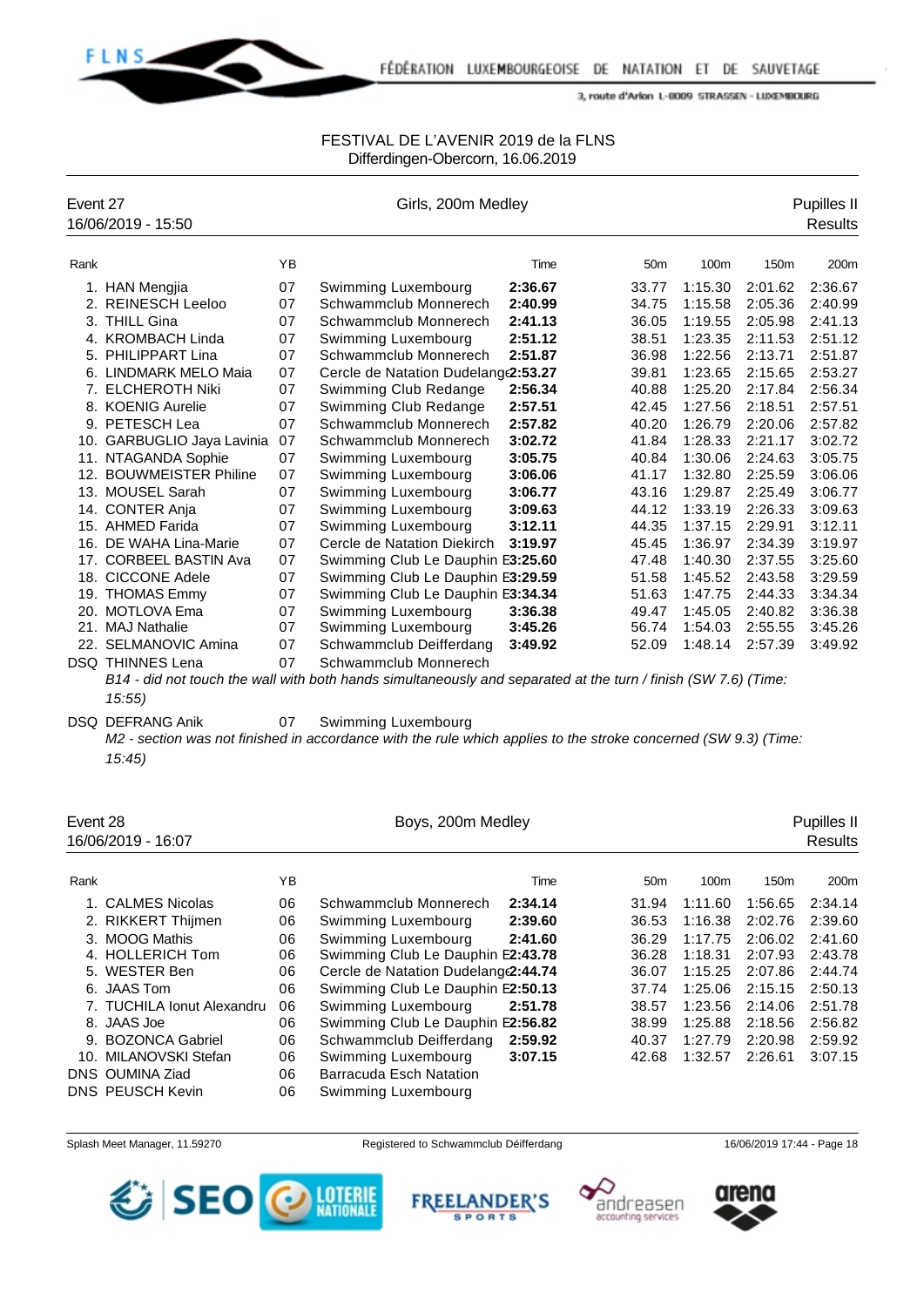FESTIVAL DE L'AVENIR 2019 de la FLNS
Differdingen-Obercorn, 16.06.2019

## Event 27 — Girls, 200m Medley — Pupilles II

16/06/2019 - 15:50 — Results

| Rank | | YB | | Time | 50m | 100m | 150m | 200m |
|---|---|---|---|---|---|---|---|---|
| 1. | HAN Mengjia | 07 | Swimming Luxembourg | **2:36.67** | 33.77 | 1:15.30 | 2:01.62 | 2:36.67 |
| 2. | REINESCH Leeloo | 07 | Schwammclub Monnerech | **2:40.99** | 34.75 | 1:15.58 | 2:05.36 | 2:40.99 |
| 3. | THILL Gina | 07 | Schwammclub Monnerech | **2:41.13** | 36.05 | 1:19.55 | 2:05.98 | 2:41.13 |
| 4. | KROMBACH Linda | 07 | Swimming Luxembourg | **2:51.12** | 38.51 | 1:23.35 | 2:11.53 | 2:51.12 |
| 5. | PHILIPPART Lina | 07 | Schwammclub Monnerech | **2:51.87** | 36.98 | 1:22.56 | 2:13.71 | 2:51.87 |
| 6. | LINDMARK MELO Maia | 07 | Cercle de Natation Dudelange | **2:53.27** | 39.81 | 1:23.65 | 2:15.65 | 2:53.27 |
| 7. | ELCHEROTH Niki | 07 | Swimming Club Redange | **2:56.34** | 40.88 | 1:25.20 | 2:17.84 | 2:56.34 |
| 8. | KOENIG Aurelie | 07 | Swimming Club Redange | **2:57.51** | 42.45 | 1:27.56 | 2:18.51 | 2:57.51 |
| 9. | PETESCH Lea | 07 | Schwammclub Monnerech | **2:57.82** | 40.20 | 1:26.79 | 2:20.06 | 2:57.82 |
| 10. | GARBUGLIO Jaya Lavinia | 07 | Schwammclub Monnerech | **3:02.72** | 41.84 | 1:28.33 | 2:21.17 | 3:02.72 |
| 11. | NTAGANDA Sophie | 07 | Swimming Luxembourg | **3:05.75** | 40.84 | 1:30.06 | 2:24.63 | 3:05.75 |
| 12. | BOUWMEISTER Philine | 07 | Swimming Luxembourg | **3:06.06** | 41.17 | 1:32.80 | 2:25.59 | 3:06.06 |
| 13. | MOUSEL Sarah | 07 | Swimming Luxembourg | **3:06.77** | 43.16 | 1:29.87 | 2:25.49 | 3:06.77 |
| 14. | CONTER Anja | 07 | Swimming Luxembourg | **3:09.63** | 44.12 | 1:33.19 | 2:26.33 | 3:09.63 |
| 15. | AHMED Farida | 07 | Swimming Luxembourg | **3:12.11** | 44.35 | 1:37.15 | 2:29.91 | 3:12.11 |
| 16. | DE WAHA Lina-Marie | 07 | Cercle de Natation Diekirch | **3:19.97** | 45.45 | 1:36.97 | 2:34.39 | 3:19.97 |
| 17. | CORBEEL BASTIN Ava | 07 | Swimming Club Le Dauphin E | **3:25.60** | 47.48 | 1:40.30 | 2:37.55 | 3:25.60 |
| 18. | CICCONE Adele | 07 | Swimming Club Le Dauphin E | **3:29.59** | 51.58 | 1:45.52 | 2:43.58 | 3:29.59 |
| 19. | THOMAS Emmy | 07 | Swimming Club Le Dauphin E | **3:34.34** | 51.63 | 1:47.75 | 2:44.33 | 3:34.34 |
| 20. | MOTLOVA Ema | 07 | Swimming Luxembourg | **3:36.38** | 49.47 | 1:45.05 | 2:40.82 | 3:36.38 |
| 21. | MAJ Nathalie | 07 | Swimming Luxembourg | **3:45.26** | 56.74 | 1:54.03 | 2:55.55 | 3:45.26 |
| 22. | SELMANOVIC Amina | 07 | Schwammclub Deifferdang | **3:49.92** | 52.09 | 1:48.14 | 2:57.39 | 3:49.92 |
| DSQ | THINNES Lena | 07 | Schwammclub Monnerech | | | | | |
| DSQ | DEFRANG Anik | 07 | Swimming Luxembourg | | | | | |

THINNES Lena: *B14 - did not touch the wall with both hands simultaneously and separated at the turn / finish (SW 7.6) (Time: 15:55)*

DEFRANG Anik: *M2 - section was not finished in accordance with the rule which applies to the stroke concerned (SW 9.3) (Time: 15:45)*

## Event 28 — Boys, 200m Medley — Pupilles II

16/06/2019 - 16:07 — Results

| Rank | | YB | | Time | 50m | 100m | 150m | 200m |
|---|---|---|---|---|---|---|---|---|
| 1. | CALMES Nicolas | 06 | Schwammclub Monnerech | **2:34.14** | 31.94 | 1:11.60 | 1:56.65 | 2:34.14 |
| 2. | RIKKERT Thijmen | 06 | Swimming Luxembourg | **2:39.60** | 36.53 | 1:16.38 | 2:02.76 | 2:39.60 |
| 3. | MOOG Mathis | 06 | Swimming Luxembourg | **2:41.60** | 36.29 | 1:17.75 | 2:06.02 | 2:41.60 |
| 4. | HOLLERICH Tom | 06 | Swimming Club Le Dauphin E | **2:43.78** | 36.28 | 1:18.31 | 2:07.93 | 2:43.78 |
| 5. | WESTER Ben | 06 | Cercle de Natation Dudelange | **2:44.74** | 36.07 | 1:15.25 | 2:07.86 | 2:44.74 |
| 6. | JAAS Tom | 06 | Swimming Club Le Dauphin E | **2:50.13** | 37.74 | 1:25.06 | 2:15.15 | 2:50.13 |
| 7. | TUCHILA Ionut Alexandru | 06 | Swimming Luxembourg | **2:51.78** | 38.57 | 1:23.56 | 2:14.06 | 2:51.78 |
| 8. | JAAS Joe | 06 | Swimming Club Le Dauphin E | **2:56.82** | 38.99 | 1:25.88 | 2:18.56 | 2:56.82 |
| 9. | BOZONCA Gabriel | 06 | Schwammclub Deifferdang | **2:59.92** | 40.37 | 1:27.79 | 2:20.98 | 2:59.92 |
| 10. | MILANOVSKI Stefan | 06 | Swimming Luxembourg | **3:07.15** | 42.68 | 1:32.57 | 2:26.61 | 3:07.15 |
| DNS | OUMINA Ziad | 06 | Barracuda Esch Natation | | | | | |
| DNS | PEUSCH Kevin | 06 | Swimming Luxembourg | | | | | |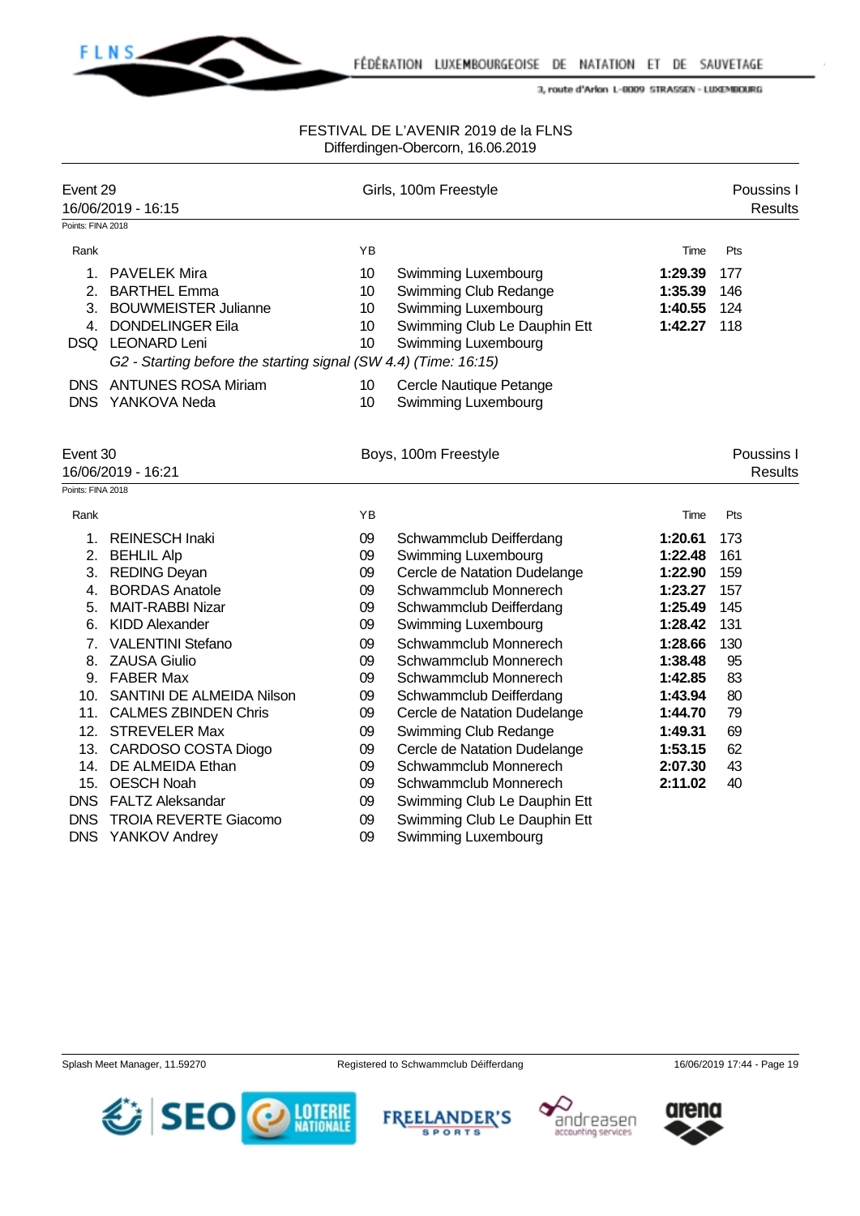FESTIVAL DE L'AVENIR 2019 de la FLNS
Differdingen-Obercorn, 16.06.2019

## Event 29 — Girls, 100m Freestyle — Poussins I

16/06/2019 - 16:15 — Results

Points: FINA 2018

| Rank | | YB | | Time | Pts |
|---|---|---|---|---|---|
| 1. | PAVELEK Mira | 10 | Swimming Luxembourg | **1:29.39** | 177 |
| 2. | BARTHEL Emma | 10 | Swimming Club Redange | **1:35.39** | 146 |
| 3. | BOUWMEISTER Julianne | 10 | Swimming Luxembourg | **1:40.55** | 124 |
| 4. | DONDELINGER Eila | 10 | Swimming Club Le Dauphin Ett | **1:42.27** | 118 |
| DSQ | LEONARD Leni | 10 | Swimming Luxembourg | | |
| | *G2 - Starting before the starting signal (SW 4.4) (Time: 16:15)* | | | | |
| DNS | ANTUNES ROSA Miriam | 10 | Cercle Nautique Petange | | |
| DNS | YANKOVA Neda | 10 | Swimming Luxembourg | | |

## Event 30 — Boys, 100m Freestyle — Poussins I

16/06/2019 - 16:21 — Results

Points: FINA 2018

| Rank | | YB | | Time | Pts |
|---|---|---|---|---|---|
| 1. | REINESCH Inaki | 09 | Schwammclub Deifferdang | **1:20.61** | 173 |
| 2. | BEHLIL Alp | 09 | Swimming Luxembourg | **1:22.48** | 161 |
| 3. | REDING Deyan | 09 | Cercle de Natation Dudelange | **1:22.90** | 159 |
| 4. | BORDAS Anatole | 09 | Schwammclub Monnerech | **1:23.27** | 157 |
| 5. | MAIT-RABBI Nizar | 09 | Schwammclub Deifferdang | **1:25.49** | 145 |
| 6. | KIDD Alexander | 09 | Swimming Luxembourg | **1:28.42** | 131 |
| 7. | VALENTINI Stefano | 09 | Schwammclub Monnerech | **1:28.66** | 130 |
| 8. | ZAUSA Giulio | 09 | Schwammclub Monnerech | **1:38.48** | 95 |
| 9. | FABER Max | 09 | Schwammclub Monnerech | **1:42.85** | 83 |
| 10. | SANTINI DE ALMEIDA Nilson | 09 | Schwammclub Deifferdang | **1:43.94** | 80 |
| 11. | CALMES ZBINDEN Chris | 09 | Cercle de Natation Dudelange | **1:44.70** | 79 |
| 12. | STREVELER Max | 09 | Swimming Club Redange | **1:49.31** | 69 |
| 13. | CARDOSO COSTA Diogo | 09 | Cercle de Natation Dudelange | **1:53.15** | 62 |
| 14. | DE ALMEIDA Ethan | 09 | Schwammclub Monnerech | **2:07.30** | 43 |
| 15. | OESCH Noah | 09 | Schwammclub Monnerech | **2:11.02** | 40 |
| DNS | FALTZ Aleksandar | 09 | Swimming Club Le Dauphin Ett | | |
| DNS | TROIA REVERTE Giacomo | 09 | Swimming Club Le Dauphin Ett | | |
| DNS | YANKOV Andrey | 09 | Swimming Luxembourg | | |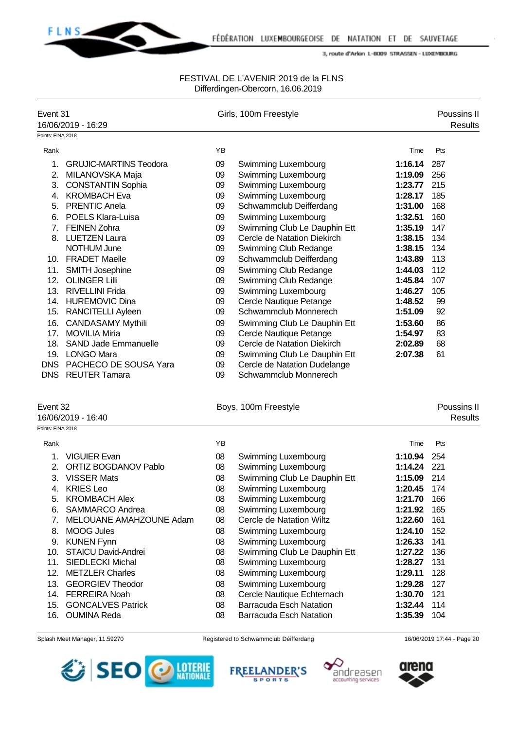FESTIVAL DE L'AVENIR 2019 de la FLNS
Differdingen-Obercorn, 16.06.2019

**Event 31** — Girls, 100m Freestyle — Poussins II
16/06/2019 - 16:29 — Results
Points: FINA 2018

| Rank | | YB | | Time | Pts |
|---|---|---|---|---|---|
| 1. | GRUJIC-MARTINS Teodora | 09 | Swimming Luxembourg | **1:16.14** | 287 |
| 2. | MILANOVSKA Maja | 09 | Swimming Luxembourg | **1:19.09** | 256 |
| 3. | CONSTANTIN Sophia | 09 | Swimming Luxembourg | **1:23.77** | 215 |
| 4. | KROMBACH Eva | 09 | Swimming Luxembourg | **1:28.17** | 185 |
| 5. | PRENTIC Anela | 09 | Schwammclub Deifferdang | **1:31.00** | 168 |
| 6. | POELS Klara-Luisa | 09 | Swimming Luxembourg | **1:32.51** | 160 |
| 7. | FEINEN Zohra | 09 | Swimming Club Le Dauphin Ett | **1:35.19** | 147 |
| 8. | LUETZEN Laura | 09 | Cercle de Natation Diekirch | **1:38.15** | 134 |
| | NOTHUM June | 09 | Swimming Club Redange | **1:38.15** | 134 |
| 10. | FRADET Maelle | 09 | Schwammclub Deifferdang | **1:43.89** | 113 |
| 11. | SMITH Josephine | 09 | Swimming Club Redange | **1:44.03** | 112 |
| 12. | OLINGER Lilli | 09 | Swimming Club Redange | **1:45.84** | 107 |
| 13. | RIVELLINI Frida | 09 | Swimming Luxembourg | **1:46.27** | 105 |
| 14. | HUREMOVIC Dina | 09 | Cercle Nautique Petange | **1:48.52** | 99 |
| 15. | RANCITELLI Ayleen | 09 | Schwammclub Monnerech | **1:51.09** | 92 |
| 16. | CANDASAMY Mythili | 09 | Swimming Club Le Dauphin Ett | **1:53.60** | 86 |
| 17. | MOVILIA Miria | 09 | Cercle Nautique Petange | **1:54.97** | 83 |
| 18. | SAND Jade Emmanuelle | 09 | Cercle de Natation Diekirch | **2:02.89** | 68 |
| 19. | LONGO Mara | 09 | Swimming Club Le Dauphin Ett | **2:07.38** | 61 |
| DNS | PACHECO DE SOUSA Yara | 09 | Cercle de Natation Dudelange | | |
| DNS | REUTER Tamara | 09 | Schwammclub Monnerech | | |

**Event 32** — Boys, 100m Freestyle — Poussins II
16/06/2019 - 16:40 — Results
Points: FINA 2018

| Rank | | YB | | Time | Pts |
|---|---|---|---|---|---|
| 1. | VIGUIER Evan | 08 | Swimming Luxembourg | **1:10.94** | 254 |
| 2. | ORTIZ BOGDANOV Pablo | 08 | Swimming Luxembourg | **1:14.24** | 221 |
| 3. | VISSER Mats | 08 | Swimming Club Le Dauphin Ett | **1:15.09** | 214 |
| 4. | KRIES Leo | 08 | Swimming Luxembourg | **1:20.45** | 174 |
| 5. | KROMBACH Alex | 08 | Swimming Luxembourg | **1:21.70** | 166 |
| 6. | SAMMARCO Andrea | 08 | Swimming Luxembourg | **1:21.92** | 165 |
| 7. | MELOUANE AMAHZOUNE Adam | 08 | Cercle de Natation Wiltz | **1:22.60** | 161 |
| 8. | MOOG Jules | 08 | Swimming Luxembourg | **1:24.10** | 152 |
| 9. | KUNEN Fynn | 08 | Swimming Luxembourg | **1:26.33** | 141 |
| 10. | STAICU David-Andrei | 08 | Swimming Club Le Dauphin Ett | **1:27.22** | 136 |
| 11. | SIEDLECKI Michal | 08 | Swimming Luxembourg | **1:28.27** | 131 |
| 12. | METZLER Charles | 08 | Swimming Luxembourg | **1:29.11** | 128 |
| 13. | GEORGIEV Theodor | 08 | Swimming Luxembourg | **1:29.28** | 127 |
| 14. | FERREIRA Noah | 08 | Cercle Nautique Echternach | **1:30.70** | 121 |
| 15. | GONCALVES Patrick | 08 | Barracuda Esch Natation | **1:32.44** | 114 |
| 16. | OUMINA Reda | 08 | Barracuda Esch Natation | **1:35.39** | 104 |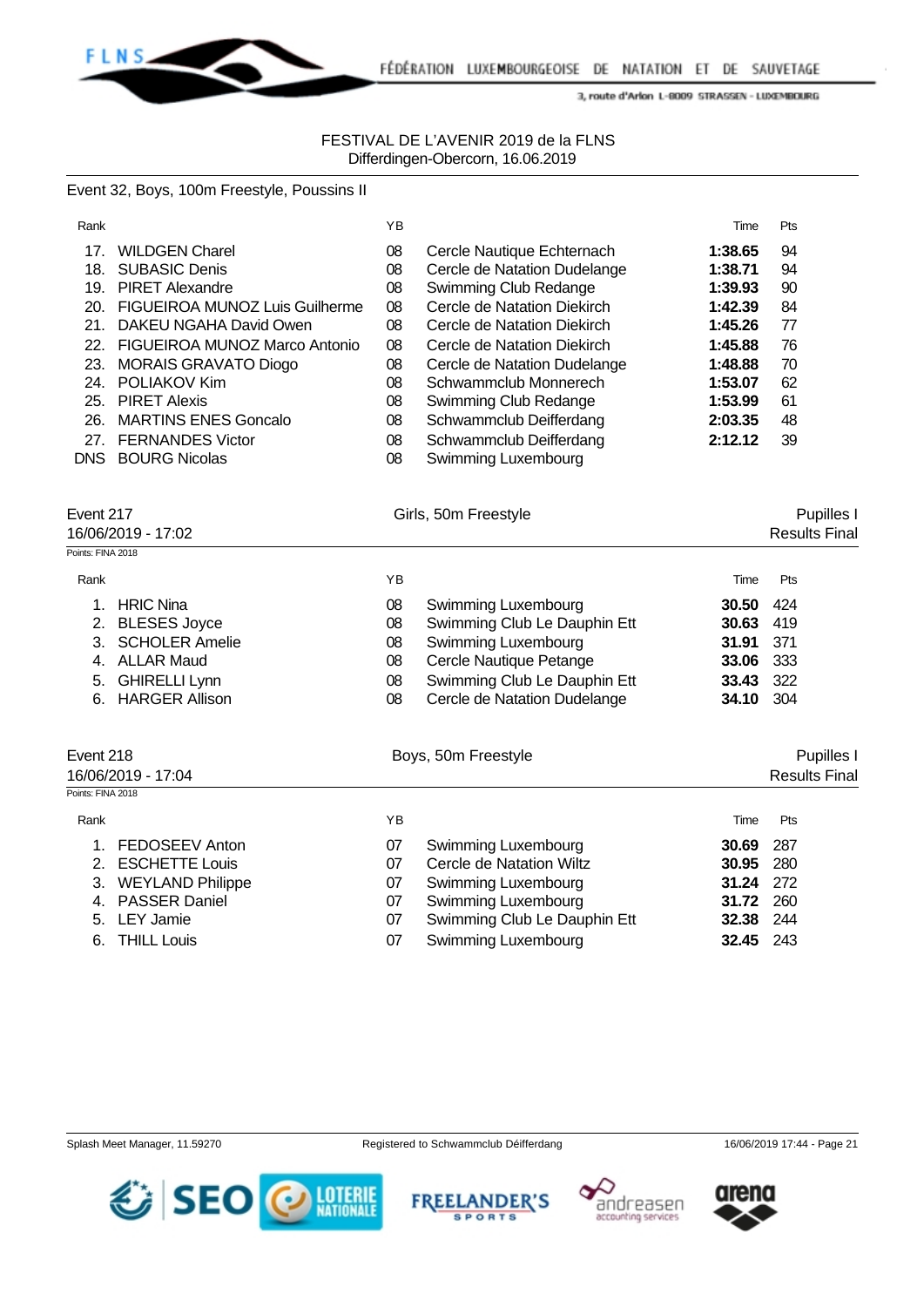FESTIVAL DE L'AVENIR 2019 de la FLNS
Differdingen-Obercorn, 16.06.2019

### Event 32, Boys, 100m Freestyle, Poussins II

| Rank | | YB | | Time | Pts |
|---|---|---|---|---|---|
| 17. | WILDGEN Charel | 08 | Cercle Nautique Echternach | **1:38.65** | 94 |
| 18. | SUBASIC Denis | 08 | Cercle de Natation Dudelange | **1:38.71** | 94 |
| 19. | PIRET Alexandre | 08 | Swimming Club Redange | **1:39.93** | 90 |
| 20. | FIGUEIROA MUNOZ Luis Guilherme | 08 | Cercle de Natation Diekirch | **1:42.39** | 84 |
| 21. | DAKEU NGAHA David Owen | 08 | Cercle de Natation Diekirch | **1:45.26** | 77 |
| 22. | FIGUEIROA MUNOZ Marco Antonio | 08 | Cercle de Natation Diekirch | **1:45.88** | 76 |
| 23. | MORAIS GRAVATO Diogo | 08 | Cercle de Natation Dudelange | **1:48.88** | 70 |
| 24. | POLIAKOV Kim | 08 | Schwammclub Monnerech | **1:53.07** | 62 |
| 25. | PIRET Alexis | 08 | Swimming Club Redange | **1:53.99** | 61 |
| 26. | MARTINS ENES Goncalo | 08 | Schwammclub Deifferdang | **2:03.35** | 48 |
| 27. | FERNANDES Victor | 08 | Schwammclub Deifferdang | **2:12.12** | 39 |
| DNS | BOURG Nicolas | 08 | Swimming Luxembourg | | |

### Event 217 — Girls, 50m Freestyle — Pupilles I

16/06/2019 - 17:02 — Results Final

Points: FINA 2018

| Rank | | YB | | Time | Pts |
|---|---|---|---|---|---|
| 1. | HRIC Nina | 08 | Swimming Luxembourg | **30.50** | 424 |
| 2. | BLESES Joyce | 08 | Swimming Club Le Dauphin Ett | **30.63** | 419 |
| 3. | SCHOLER Amelie | 08 | Swimming Luxembourg | **31.91** | 371 |
| 4. | ALLAR Maud | 08 | Cercle Nautique Petange | **33.06** | 333 |
| 5. | GHIRELLI Lynn | 08 | Swimming Club Le Dauphin Ett | **33.43** | 322 |
| 6. | HARGER Allison | 08 | Cercle de Natation Dudelange | **34.10** | 304 |

### Event 218 — Boys, 50m Freestyle — Pupilles I

16/06/2019 - 17:04 — Results Final

Points: FINA 2018

| Rank | | YB | | Time | Pts |
|---|---|---|---|---|---|
| 1. | FEDOSEEV Anton | 07 | Swimming Luxembourg | **30.69** | 287 |
| 2. | ESCHETTE Louis | 07 | Cercle de Natation Wiltz | **30.95** | 280 |
| 3. | WEYLAND Philippe | 07 | Swimming Luxembourg | **31.24** | 272 |
| 4. | PASSER Daniel | 07 | Swimming Luxembourg | **31.72** | 260 |
| 5. | LEY Jamie | 07 | Swimming Club Le Dauphin Ett | **32.38** | 244 |
| 6. | THILL Louis | 07 | Swimming Luxembourg | **32.45** | 243 |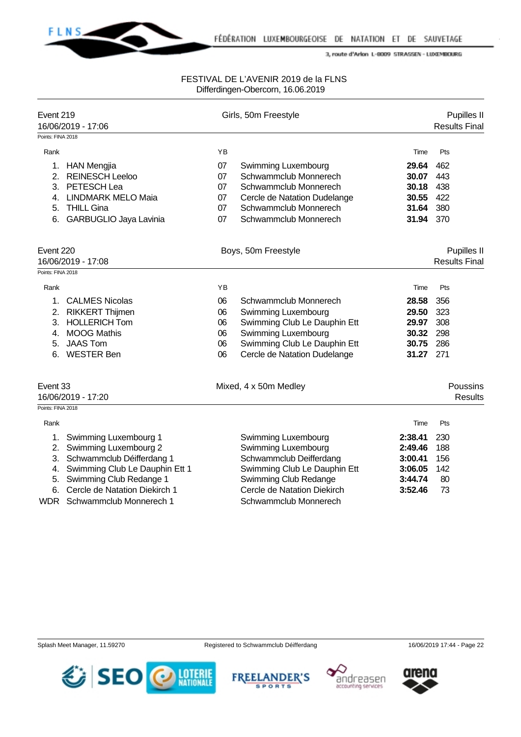FESTIVAL DE L'AVENIR 2019 de la FLNS
Differdingen-Obercorn, 16.06.2019

### Event 219 — Girls, 50m Freestyle — Pupilles II
16/06/2019 - 17:06 — Results Final

Points: FINA 2018

| Rank | | YB | | Time | Pts |
|---|---|---|---|---|---|
| 1. | HAN Mengjia | 07 | Swimming Luxembourg | **29.64** | 462 |
| 2. | REINESCH Leeloo | 07 | Schwammclub Monnerech | **30.07** | 443 |
| 3. | PETESCH Lea | 07 | Schwammclub Monnerech | **30.18** | 438 |
| 4. | LINDMARK MELO Maia | 07 | Cercle de Natation Dudelange | **30.55** | 422 |
| 5. | THILL Gina | 07 | Schwammclub Monnerech | **31.64** | 380 |
| 6. | GARBUGLIO Jaya Lavinia | 07 | Schwammclub Monnerech | **31.94** | 370 |

### Event 220 — Boys, 50m Freestyle — Pupilles II
16/06/2019 - 17:08 — Results Final

Points: FINA 2018

| Rank | | YB | | Time | Pts |
|---|---|---|---|---|---|
| 1. | CALMES Nicolas | 06 | Schwammclub Monnerech | **28.58** | 356 |
| 2. | RIKKERT Thijmen | 06 | Swimming Luxembourg | **29.50** | 323 |
| 3. | HOLLERICH Tom | 06 | Swimming Club Le Dauphin Ett | **29.97** | 308 |
| 4. | MOOG Mathis | 06 | Swimming Luxembourg | **30.32** | 298 |
| 5. | JAAS Tom | 06 | Swimming Club Le Dauphin Ett | **30.75** | 286 |
| 6. | WESTER Ben | 06 | Cercle de Natation Dudelange | **31.27** | 271 |

### Event 33 — Mixed, 4 x 50m Medley — Poussins
16/06/2019 - 17:20 — Results

Points: FINA 2018

| Rank | | | Time | Pts |
|---|---|---|---|---|
| 1. | Swimming Luxembourg 1 | Swimming Luxembourg | **2:38.41** | 230 |
| 2. | Swimming Luxembourg 2 | Swimming Luxembourg | **2:49.46** | 188 |
| 3. | Schwammclub Déifferdang 1 | Schwammclub Deifferdang | **3:00.41** | 156 |
| 4. | Swimming Club Le Dauphin Ett 1 | Swimming Club Le Dauphin Ett | **3:06.05** | 142 |
| 5. | Swimming Club Redange 1 | Swimming Club Redange | **3:44.74** | 80 |
| 6. | Cercle de Natation Diekirch 1 | Cercle de Natation Diekirch | **3:52.46** | 73 |
| WDR | Schwammclub Monnerech 1 | Schwammclub Monnerech | | |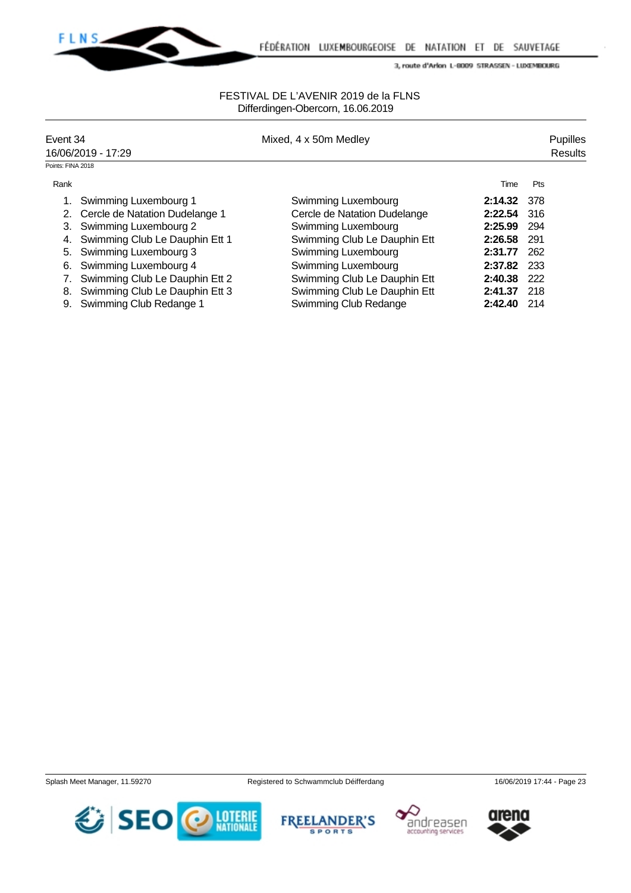FESTIVAL DE L'AVENIR 2019 de la FLNS
Differdingen-Obercorn, 16.06.2019

Event 34 — Mixed, 4 x 50m Medley — Pupilles

16/06/2019 - 17:29 — Results

Points: FINA 2018

| Rank | | | Time | Pts |
|---|---|---|---|---|
| 1. | Swimming Luxembourg 1 | Swimming Luxembourg | **2:14.32** | 378 |
| 2. | Cercle de Natation Dudelange 1 | Cercle de Natation Dudelange | **2:22.54** | 316 |
| 3. | Swimming Luxembourg 2 | Swimming Luxembourg | **2:25.99** | 294 |
| 4. | Swimming Club Le Dauphin Ett 1 | Swimming Club Le Dauphin Ett | **2:26.58** | 291 |
| 5. | Swimming Luxembourg 3 | Swimming Luxembourg | **2:31.77** | 262 |
| 6. | Swimming Luxembourg 4 | Swimming Luxembourg | **2:37.82** | 233 |
| 7. | Swimming Club Le Dauphin Ett 2 | Swimming Club Le Dauphin Ett | **2:40.38** | 222 |
| 8. | Swimming Club Le Dauphin Ett 3 | Swimming Club Le Dauphin Ett | **2:41.37** | 218 |
| 9. | Swimming Club Redange 1 | Swimming Club Redange | **2:42.40** | 214 |